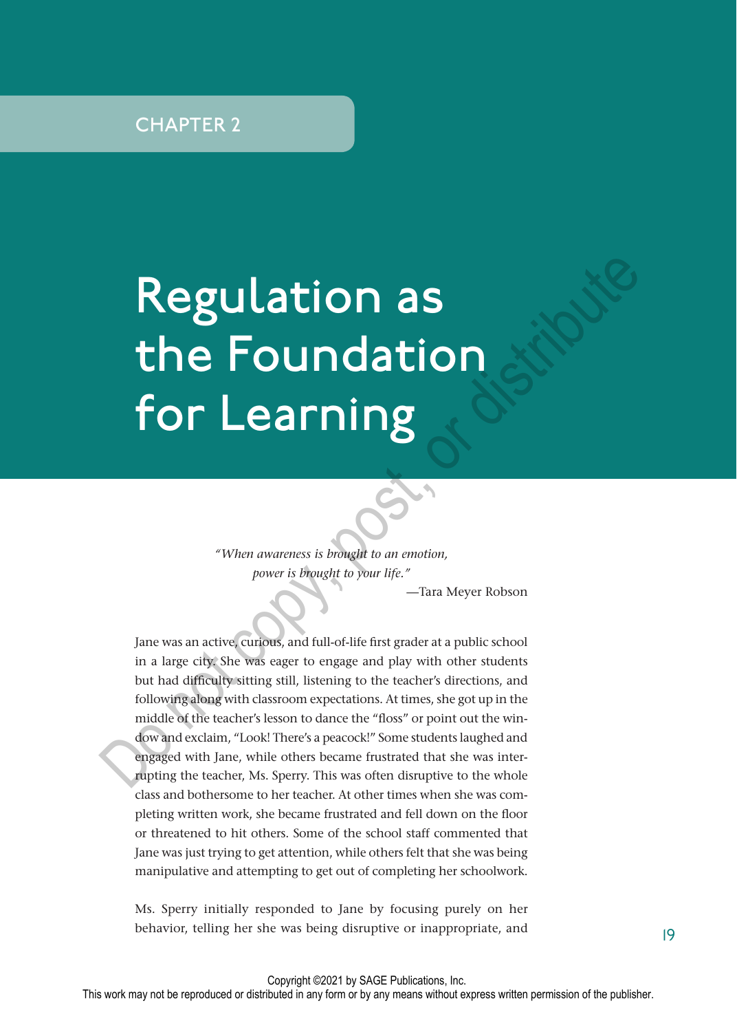CHAPTER 2

# Regulation as the Foundation for Learning

> *"When awareness is brought to an emotion, power is brought to your life."*
>
> —Tara Meyer Robson

Jane was an active, curious, and full-of-life first grader at a public school in a large city. She was eager to engage and play with other students but had difficulty sitting still, listening to the teacher's directions, and following along with classroom expectations. At times, she got up in the middle of the teacher's lesson to dance the "floss" or point out the window and exclaim, "Look! There's a peacock!" Some students laughed and engaged with Jane, while others became frustrated that she was interrupting the teacher, Ms. Sperry. This was often disruptive to the whole class and bothersome to her teacher. At other times when she was completing written work, she became frustrated and fell down on the floor or threatened to hit others. Some of the school staff commented that Jane was just trying to get attention, while others felt that she was being manipulative and attempting to get out of completing her schoolwork.

Ms. Sperry initially responded to Jane by focusing purely on her behavior, telling her she was being disruptive or inappropriate, and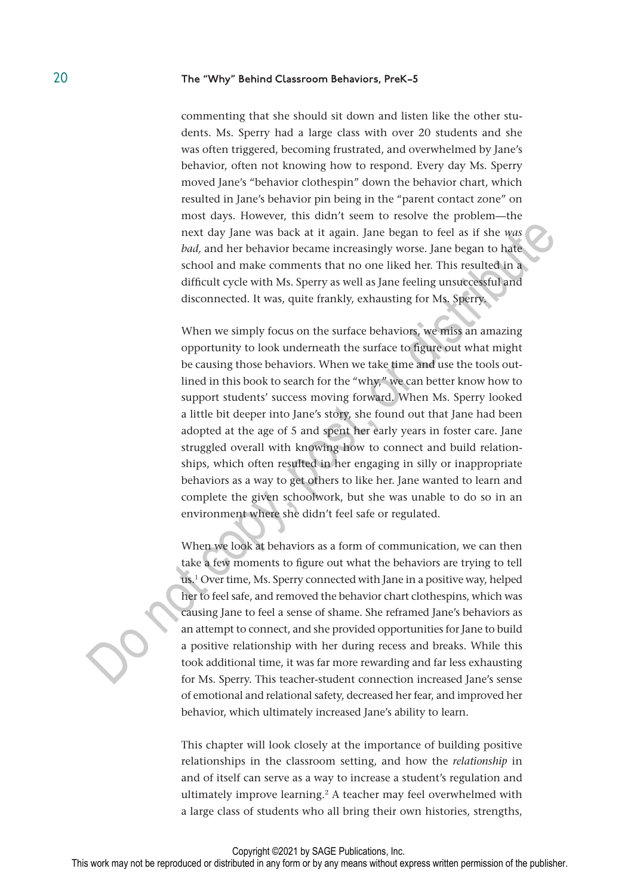commenting that she should sit down and listen like the other students. Ms. Sperry had a large class with over 20 students and she was often triggered, becoming frustrated, and overwhelmed by Jane's behavior, often not knowing how to respond. Every day Ms. Sperry moved Jane's "behavior clothespin" down the behavior chart, which resulted in Jane's behavior pin being in the "parent contact zone" on most days. However, this didn't seem to resolve the problem—the next day Jane was back at it again. Jane began to feel as if she *was bad,* and her behavior became increasingly worse. Jane began to hate school and make comments that no one liked her. This resulted in a difficult cycle with Ms. Sperry as well as Jane feeling unsuccessful and disconnected. It was, quite frankly, exhausting for Ms. Sperry.

When we simply focus on the surface behaviors, we miss an amazing opportunity to look underneath the surface to figure out what might be causing those behaviors. When we take time and use the tools outlined in this book to search for the "why," we can better know how to support students' success moving forward. When Ms. Sperry looked a little bit deeper into Jane's story, she found out that Jane had been adopted at the age of 5 and spent her early years in foster care. Jane struggled overall with knowing how to connect and build relationships, which often resulted in her engaging in silly or inappropriate behaviors as a way to get others to like her. Jane wanted to learn and complete the given schoolwork, but she was unable to do so in an environment where she didn't feel safe or regulated.

When we look at behaviors as a form of communication, we can then take a few moments to figure out what the behaviors are trying to tell us.[1] Over time, Ms. Sperry connected with Jane in a positive way, helped her to feel safe, and removed the behavior chart clothespins, which was causing Jane to feel a sense of shame. She reframed Jane's behaviors as an attempt to connect, and she provided opportunities for Jane to build a positive relationship with her during recess and breaks. While this took additional time, it was far more rewarding and far less exhausting for Ms. Sperry. This teacher-student connection increased Jane's sense of emotional and relational safety, decreased her fear, and improved her behavior, which ultimately increased Jane's ability to learn.

This chapter will look closely at the importance of building positive relationships in the classroom setting, and how the *relationship* in and of itself can serve as a way to increase a student's regulation and ultimately improve learning.[2] A teacher may feel overwhelmed with a large class of students who all bring their own histories, strengths,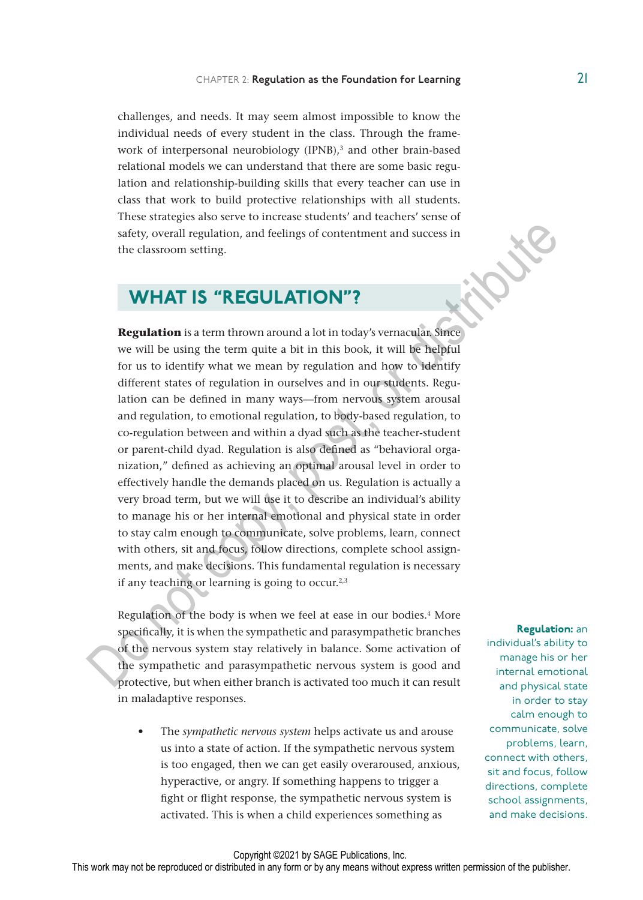challenges, and needs. It may seem almost impossible to know the individual needs of every student in the class. Through the framework of interpersonal neurobiology (IPNB),[3] and other brain-based relational models we can understand that there are some basic regulation and relationship-building skills that every teacher can use in class that work to build protective relationships with all students. These strategies also serve to increase students' and teachers' sense of safety, overall regulation, and feelings of contentment and success in the classroom setting.

## WHAT IS "REGULATION"?

**Regulation** is a term thrown around a lot in today's vernacular. Since we will be using the term quite a bit in this book, it will be helpful for us to identify what we mean by regulation and how to identify different states of regulation in ourselves and in our students. Regulation can be defined in many ways—from nervous system arousal and regulation, to emotional regulation, to body-based regulation, to co-regulation between and within a dyad such as the teacher-student or parent-child dyad. Regulation is also defined as "behavioral organization," defined as achieving an optimal arousal level in order to effectively handle the demands placed on us. Regulation is actually a very broad term, but we will use it to describe an individual's ability to manage his or her internal emotional and physical state in order to stay calm enough to communicate, solve problems, learn, connect with others, sit and focus, follow directions, complete school assignments, and make decisions. This fundamental regulation is necessary if any teaching or learning is going to occur.[2,3]

Regulation of the body is when we feel at ease in our bodies.[4] More specifically, it is when the sympathetic and parasympathetic branches of the nervous system stay relatively in balance. Some activation of the sympathetic and parasympathetic nervous system is good and protective, but when either branch is activated too much it can result in maladaptive responses.

**Regulation:** an individual's ability to manage his or her internal emotional and physical state in order to stay calm enough to communicate, solve problems, learn, connect with others, sit and focus, follow directions, complete school assignments, and make decisions.

- The *sympathetic nervous system* helps activate us and arouse us into a state of action. If the sympathetic nervous system is too engaged, then we can get easily overaroused, anxious, hyperactive, or angry. If something happens to trigger a fight or flight response, the sympathetic nervous system is activated. This is when a child experiences something as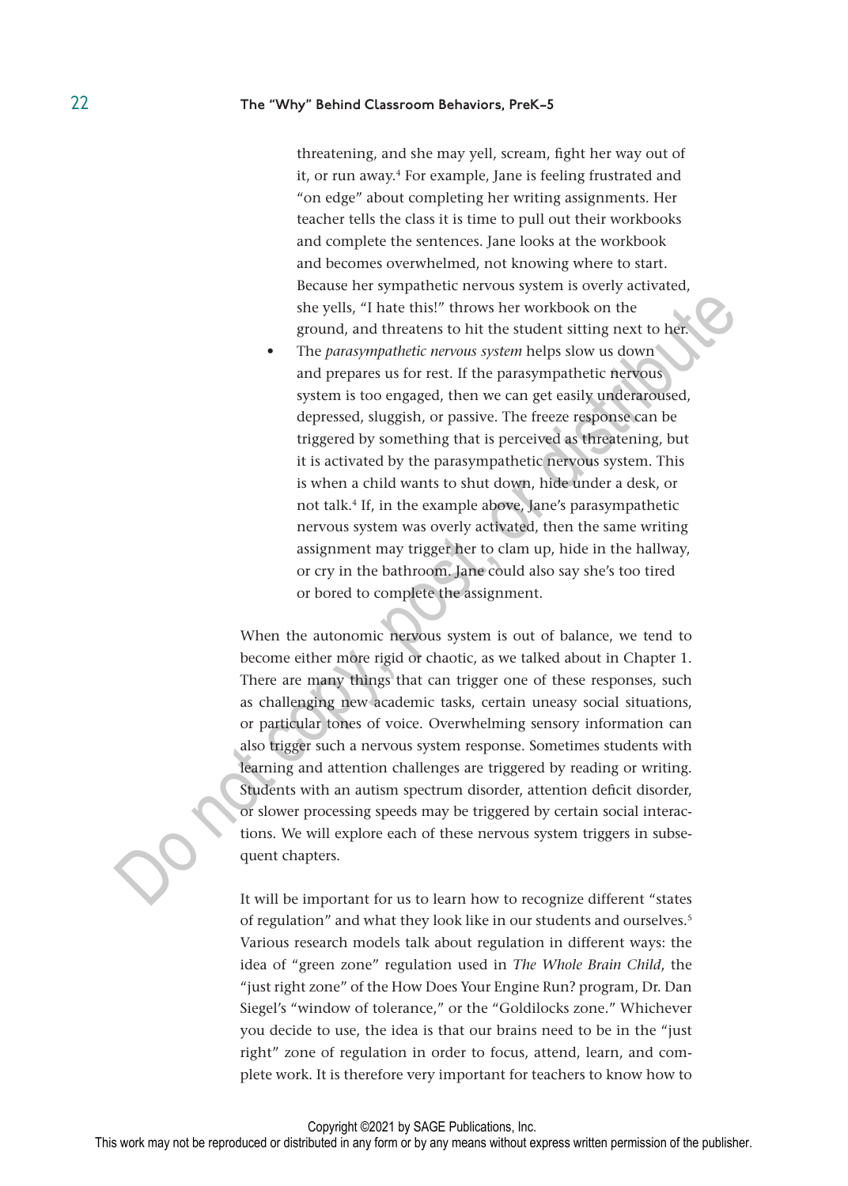threatening, and she may yell, scream, fight her way out of it, or run away.[4] For example, Jane is feeling frustrated and "on edge" about completing her writing assignments. Her teacher tells the class it is time to pull out their workbooks and complete the sentences. Jane looks at the workbook and becomes overwhelmed, not knowing where to start. Because her sympathetic nervous system is overly activated, she yells, "I hate this!" throws her workbook on the ground, and threatens to hit the student sitting next to her.

- The *parasympathetic nervous system* helps slow us down and prepares us for rest. If the parasympathetic nervous system is too engaged, then we can get easily underaroused, depressed, sluggish, or passive. The freeze response can be triggered by something that is perceived as threatening, but it is activated by the parasympathetic nervous system. This is when a child wants to shut down, hide under a desk, or not talk.[4] If, in the example above, Jane's parasympathetic nervous system was overly activated, then the same writing assignment may trigger her to clam up, hide in the hallway, or cry in the bathroom. Jane could also say she's too tired or bored to complete the assignment.

When the autonomic nervous system is out of balance, we tend to become either more rigid or chaotic, as we talked about in Chapter 1. There are many things that can trigger one of these responses, such as challenging new academic tasks, certain uneasy social situations, or particular tones of voice. Overwhelming sensory information can also trigger such a nervous system response. Sometimes students with learning and attention challenges are triggered by reading or writing. Students with an autism spectrum disorder, attention deficit disorder, or slower processing speeds may be triggered by certain social interactions. We will explore each of these nervous system triggers in subsequent chapters.

It will be important for us to learn how to recognize different "states of regulation" and what they look like in our students and ourselves.[5] Various research models talk about regulation in different ways: the idea of "green zone" regulation used in *The Whole Brain Child*, the "just right zone" of the How Does Your Engine Run? program, Dr. Dan Siegel's "window of tolerance," or the "Goldilocks zone." Whichever you decide to use, the idea is that our brains need to be in the "just right" zone of regulation in order to focus, attend, learn, and complete work. It is therefore very important for teachers to know how to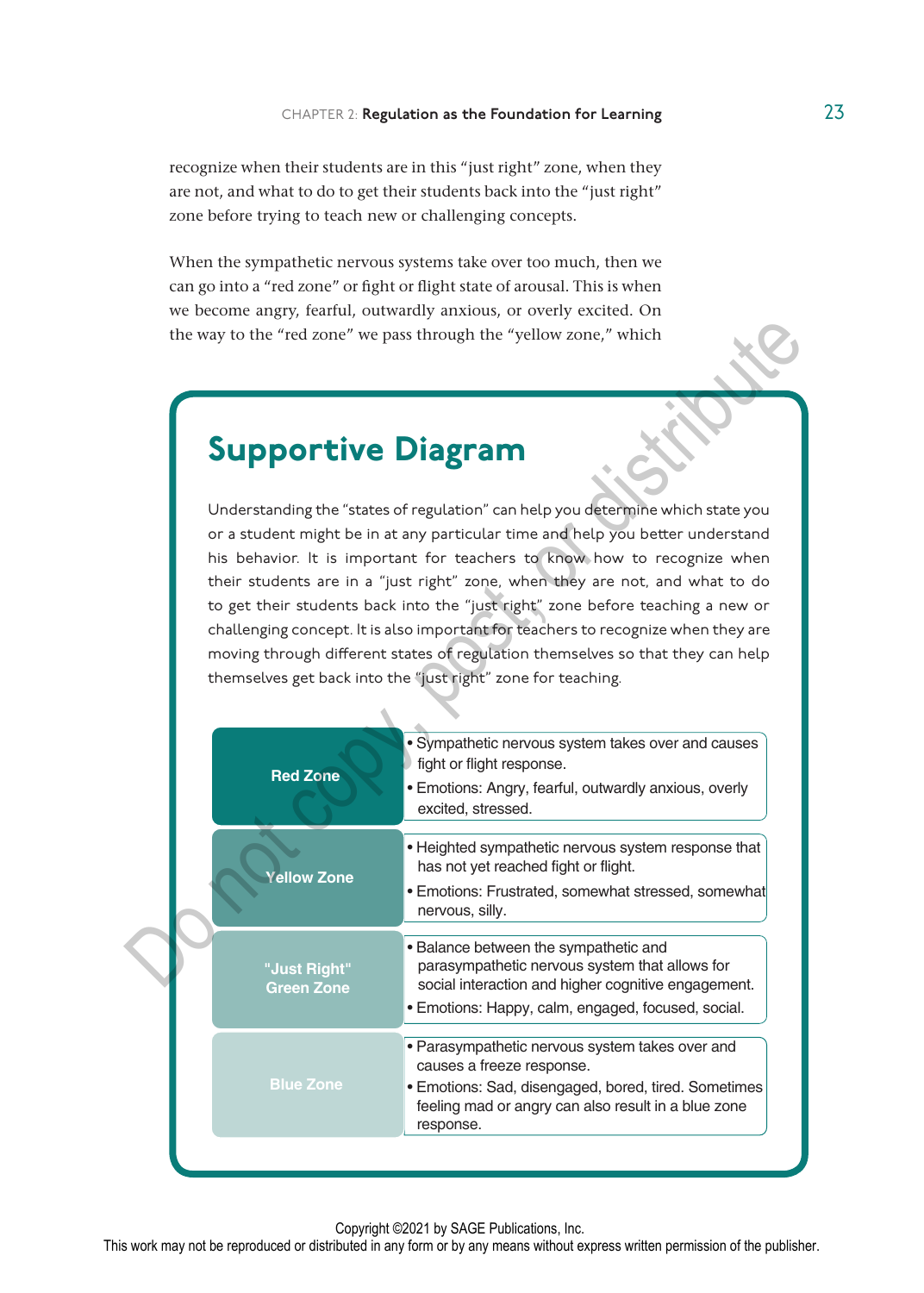recognize when their students are in this "just right" zone, when they are not, and what to do to get their students back into the "just right" zone before trying to teach new or challenging concepts.

When the sympathetic nervous systems take over too much, then we can go into a "red zone" or fight or flight state of arousal. This is when we become angry, fearful, outwardly anxious, or overly excited. On the way to the "red zone" we pass through the "yellow zone," which

## Supportive Diagram

Understanding the "states of regulation" can help you determine which state you or a student might be in at any particular time and help you better understand his behavior. It is important for teachers to know how to recognize when their students are in a "just right" zone, when they are not, and what to do to get their students back into the "just right" zone before teaching a new or challenging concept. It is also important for teachers to recognize when they are moving through different states of regulation themselves so that they can help themselves get back into the "just right" zone for teaching.

| Zone | Description |
|---|---|
| Red Zone | • Sympathetic nervous system takes over and causes fight or flight response.<br>• Emotions: Angry, fearful, outwardly anxious, overly excited, stressed. |
| Yellow Zone | • Heighted sympathetic nervous system response that has not yet reached fight or flight.<br>• Emotions: Frustrated, somewhat stressed, somewhat nervous, silly. |
| "Just Right" Green Zone | • Balance between the sympathetic and parasympathetic nervous system that allows for social interaction and higher cognitive engagement.<br>• Emotions: Happy, calm, engaged, focused, social. |
| Blue Zone | • Parasympathetic nervous system takes over and causes a freeze response.<br>• Emotions: Sad, disengaged, bored, tired. Sometimes feeling mad or angry can also result in a blue zone response. |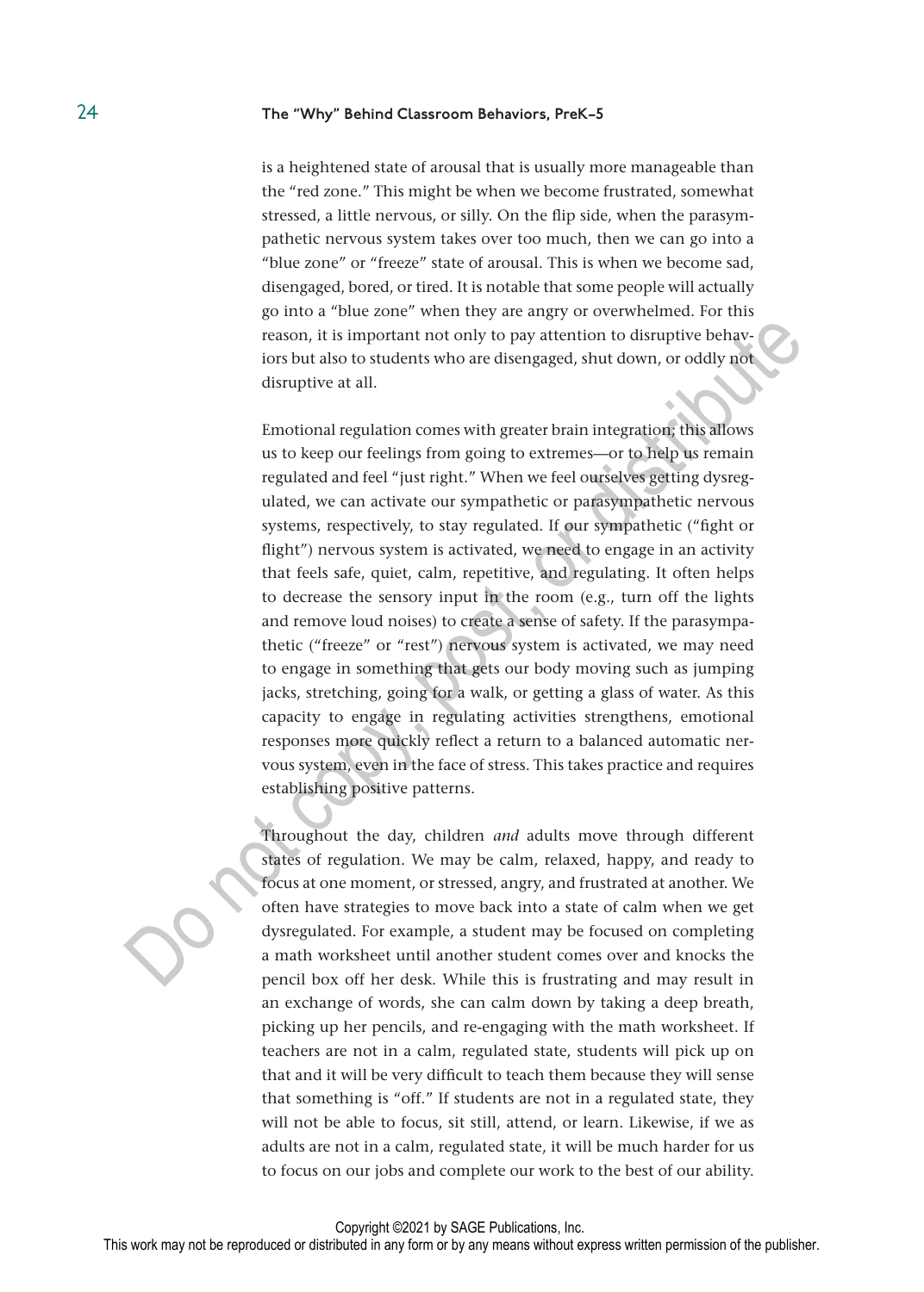is a heightened state of arousal that is usually more manageable than the "red zone." This might be when we become frustrated, somewhat stressed, a little nervous, or silly. On the flip side, when the parasympathetic nervous system takes over too much, then we can go into a "blue zone" or "freeze" state of arousal. This is when we become sad, disengaged, bored, or tired. It is notable that some people will actually go into a "blue zone" when they are angry or overwhelmed. For this reason, it is important not only to pay attention to disruptive behaviors but also to students who are disengaged, shut down, or oddly not disruptive at all.

Emotional regulation comes with greater brain integration; this allows us to keep our feelings from going to extremes—or to help us remain regulated and feel "just right." When we feel ourselves getting dysregulated, we can activate our sympathetic or parasympathetic nervous systems, respectively, to stay regulated. If our sympathetic ("fight or flight") nervous system is activated, we need to engage in an activity that feels safe, quiet, calm, repetitive, and regulating. It often helps to decrease the sensory input in the room (e.g., turn off the lights and remove loud noises) to create a sense of safety. If the parasympathetic ("freeze" or "rest") nervous system is activated, we may need to engage in something that gets our body moving such as jumping jacks, stretching, going for a walk, or getting a glass of water. As this capacity to engage in regulating activities strengthens, emotional responses more quickly reflect a return to a balanced automatic nervous system, even in the face of stress. This takes practice and requires establishing positive patterns.

Throughout the day, children *and* adults move through different states of regulation. We may be calm, relaxed, happy, and ready to focus at one moment, or stressed, angry, and frustrated at another. We often have strategies to move back into a state of calm when we get dysregulated. For example, a student may be focused on completing a math worksheet until another student comes over and knocks the pencil box off her desk. While this is frustrating and may result in an exchange of words, she can calm down by taking a deep breath, picking up her pencils, and re-engaging with the math worksheet. If teachers are not in a calm, regulated state, students will pick up on that and it will be very difficult to teach them because they will sense that something is "off." If students are not in a regulated state, they will not be able to focus, sit still, attend, or learn. Likewise, if we as adults are not in a calm, regulated state, it will be much harder for us to focus on our jobs and complete our work to the best of our ability.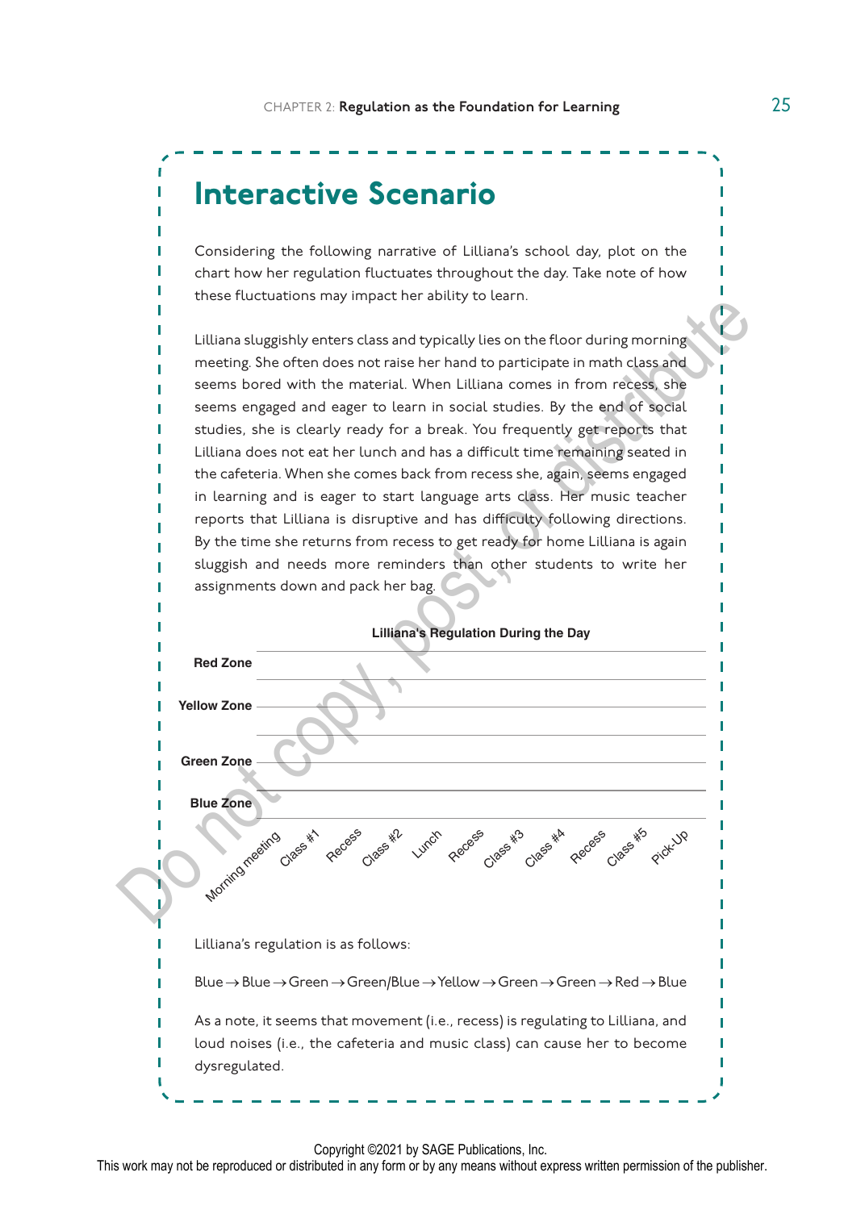## Interactive Scenario

Considering the following narrative of Lilliana's school day, plot on the chart how her regulation fluctuates throughout the day. Take note of how these fluctuations may impact her ability to learn.

Lilliana sluggishly enters class and typically lies on the floor during morning meeting. She often does not raise her hand to participate in math class and seems bored with the material. When Lilliana comes in from recess, she seems engaged and eager to learn in social studies. By the end of social studies, she is clearly ready for a break. You frequently get reports that Lilliana does not eat her lunch and has a difficult time remaining seated in the cafeteria. When she comes back from recess she, again, seems engaged in learning and is eager to start language arts class. Her music teacher reports that Lilliana is disruptive and has difficulty following directions. By the time she returns from recess to get ready for home Lilliana is again sluggish and needs more reminders than other students to write her assignments down and pack her bag.

**Lilliana's Regulation During the Day**

| | Morning meeting | Class #1 | Recess | Class #2 | Lunch | Recess | Class #3 | Class #4 | Recess | Class #5 | Pick-Up |
|---|---|---|---|---|---|---|---|---|---|---|---|
| **Red Zone** | | | | | | | | | | | |
| **Yellow Zone** | | | | | | | | | | | |
| **Green Zone** | | | | | | | | | | | |
| **Blue Zone** | | | | | | | | | | | |

Lilliana's regulation is as follows:

Blue → Blue → Green → Green/Blue → Yellow → Green → Green → Red → Blue

As a note, it seems that movement (i.e., recess) is regulating to Lilliana, and loud noises (i.e., the cafeteria and music class) can cause her to become dysregulated.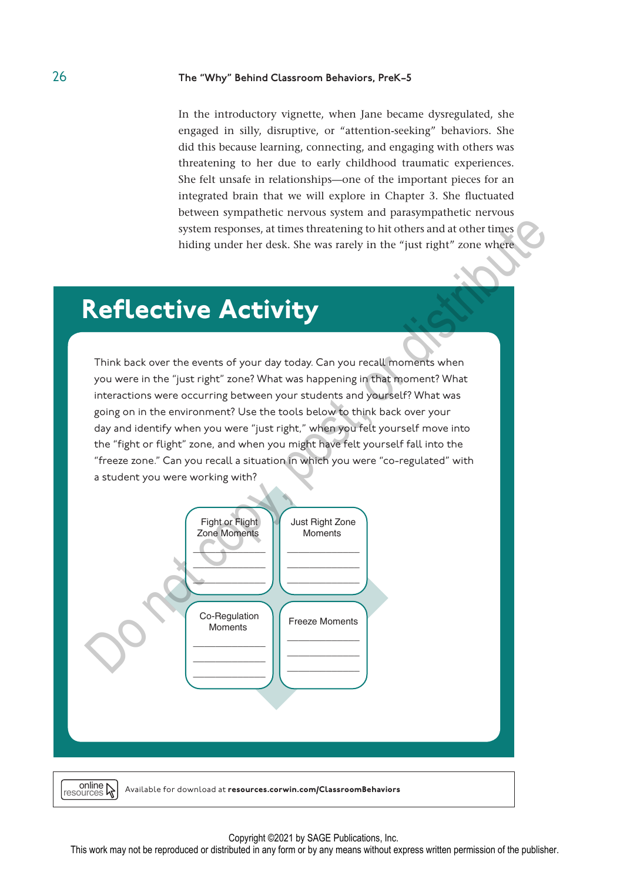In the introductory vignette, when Jane became dysregulated, she engaged in silly, disruptive, or "attention-seeking" behaviors. She did this because learning, connecting, and engaging with others was threatening to her due to early childhood traumatic experiences. She felt unsafe in relationships—one of the important pieces for an integrated brain that we will explore in Chapter 3. She fluctuated between sympathetic nervous system and parasympathetic nervous system responses, at times threatening to hit others and at other times hiding under her desk. She was rarely in the "just right" zone where

## Reflective Activity

Think back over the events of your day today. Can you recall moments when you were in the "just right" zone? What was happening in that moment? What interactions were occurring between your students and yourself? What was going on in the environment? Use the tools below to think back over your day and identify when you were "just right," when you felt yourself move into the "fight or flight" zone, and when you might have felt yourself fall into the "freeze zone." Can you recall a situation in which you were "co-regulated" with a student you were working with?

| Fight or Flight Zone Moments | Just Right Zone Moments |
|---|---|
| ______________ | ______________ |
| ______________ | ______________ |
| ______________ | ______________ |

| Co-Regulation Moments | Freeze Moments |
|---|---|
| ______________ | ______________ |
| ______________ | ______________ |
| ______________ | ______________ |

online resources — Available for download at **resources.corwin.com/ClassroomBehaviors**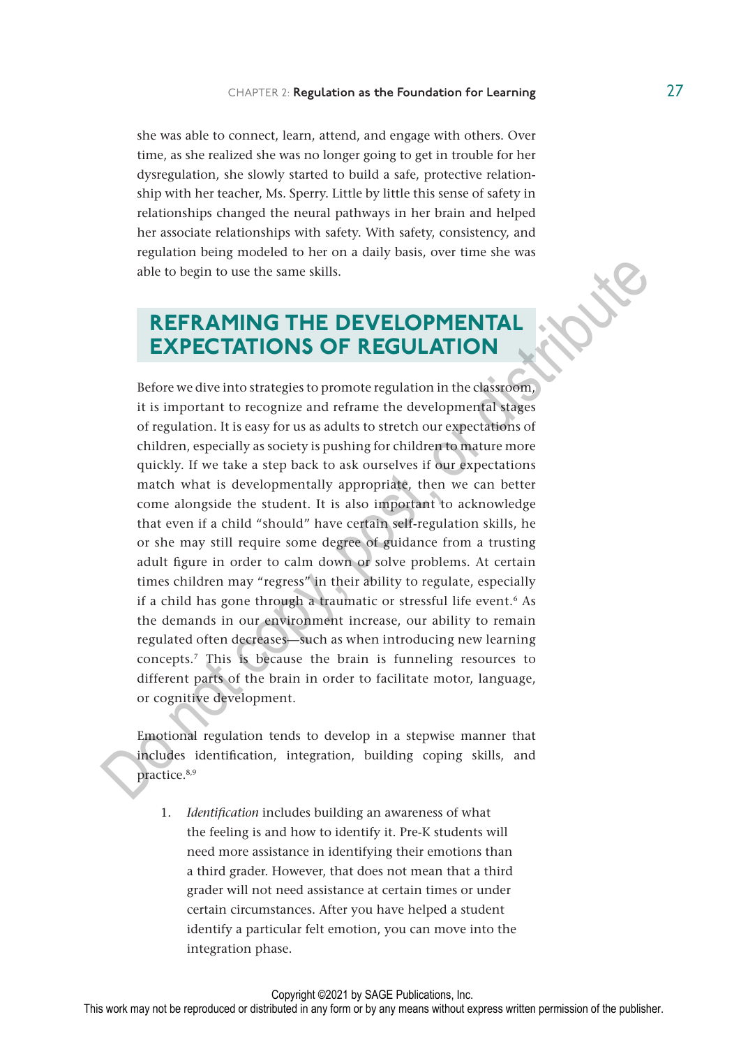she was able to connect, learn, attend, and engage with others. Over time, as she realized she was no longer going to get in trouble for her dysregulation, she slowly started to build a safe, protective relationship with her teacher, Ms. Sperry. Little by little this sense of safety in relationships changed the neural pathways in her brain and helped her associate relationships with safety. With safety, consistency, and regulation being modeled to her on a daily basis, over time she was able to begin to use the same skills.

## REFRAMING THE DEVELOPMENTAL EXPECTATIONS OF REGULATION

Before we dive into strategies to promote regulation in the classroom, it is important to recognize and reframe the developmental stages of regulation. It is easy for us as adults to stretch our expectations of children, especially as society is pushing for children to mature more quickly. If we take a step back to ask ourselves if our expectations match what is developmentally appropriate, then we can better come alongside the student. It is also important to acknowledge that even if a child "should" have certain self-regulation skills, he or she may still require some degree of guidance from a trusting adult figure in order to calm down or solve problems. At certain times children may "regress" in their ability to regulate, especially if a child has gone through a traumatic or stressful life event.[6] As the demands in our environment increase, our ability to remain regulated often decreases—such as when introducing new learning concepts.[7] This is because the brain is funneling resources to different parts of the brain in order to facilitate motor, language, or cognitive development.

Emotional regulation tends to develop in a stepwise manner that includes identification, integration, building coping skills, and practice.[8,9]

1. *Identification* includes building an awareness of what the feeling is and how to identify it. Pre-K students will need more assistance in identifying their emotions than a third grader. However, that does not mean that a third grader will not need assistance at certain times or under certain circumstances. After you have helped a student identify a particular felt emotion, you can move into the integration phase.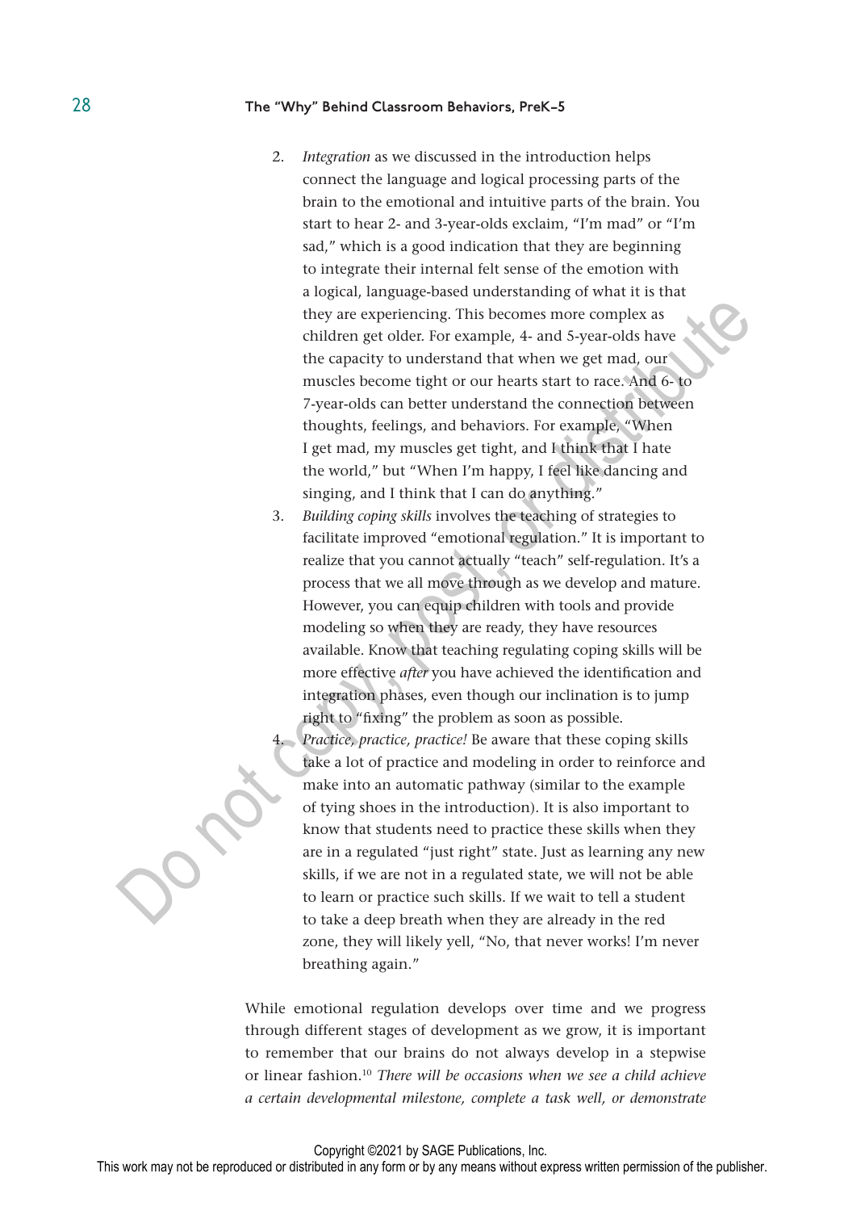2. *Integration* as we discussed in the introduction helps connect the language and logical processing parts of the brain to the emotional and intuitive parts of the brain. You start to hear 2- and 3-year-olds exclaim, "I'm mad" or "I'm sad," which is a good indication that they are beginning to integrate their internal felt sense of the emotion with a logical, language-based understanding of what it is that they are experiencing. This becomes more complex as children get older. For example, 4- and 5-year-olds have the capacity to understand that when we get mad, our muscles become tight or our hearts start to race. And 6- to 7-year-olds can better understand the connection between thoughts, feelings, and behaviors. For example, "When I get mad, my muscles get tight, and I think that I hate the world," but "When I'm happy, I feel like dancing and singing, and I think that I can do anything."
3. *Building coping skills* involves the teaching of strategies to facilitate improved "emotional regulation." It is important to realize that you cannot actually "teach" self-regulation. It's a process that we all move through as we develop and mature. However, you can equip children with tools and provide modeling so when they are ready, they have resources available. Know that teaching regulating coping skills will be more effective *after* you have achieved the identification and integration phases, even though our inclination is to jump right to "fixing" the problem as soon as possible.
4. *Practice, practice, practice!* Be aware that these coping skills take a lot of practice and modeling in order to reinforce and make into an automatic pathway (similar to the example of tying shoes in the introduction). It is also important to know that students need to practice these skills when they are in a regulated "just right" state. Just as learning any new skills, if we are not in a regulated state, we will not be able to learn or practice such skills. If we wait to tell a student to take a deep breath when they are already in the red zone, they will likely yell, "No, that never works! I'm never breathing again."

While emotional regulation develops over time and we progress through different stages of development as we grow, it is important to remember that our brains do not always develop in a stepwise or linear fashion.[10] *There will be occasions when we see a child achieve a certain developmental milestone, complete a task well, or demonstrate*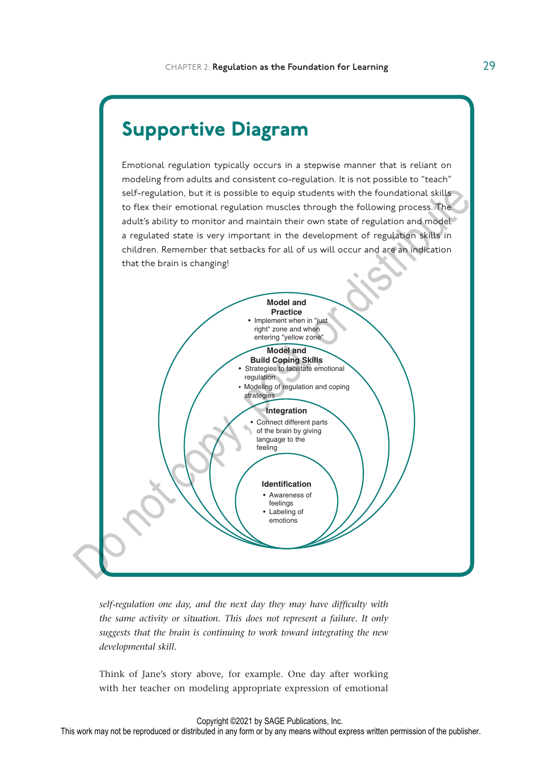## Supportive Diagram

Emotional regulation typically occurs in a stepwise manner that is reliant on modeling from adults and consistent co-regulation. It is not possible to "teach" self-regulation, but it is possible to equip students with the foundational skills to flex their emotional regulation muscles through the following process. The adult's ability to monitor and maintain their own state of regulation and model a regulated state is very important in the development of regulation skills in children. Remember that setbacks for all of us will occur and are an indication that the brain is changing!

**Model and Practice**
- Implement when in "just right" zone and when entering "yellow zone"

**Model and Build Coping Skills**
- Strategies to facilitate emotional regulation
- Modeling of regulation and coping strategies

**Integration**
- Connect different parts of the brain by giving language to the feeling

**Identification**
- Awareness of feelings
- Labeling of emotions

*self-regulation one day, and the next day they may have difficulty with the same activity or situation. This does not represent a failure. It only suggests that the brain is continuing to work toward integrating the new developmental skill.*

Think of Jane's story above, for example. One day after working with her teacher on modeling appropriate expression of emotional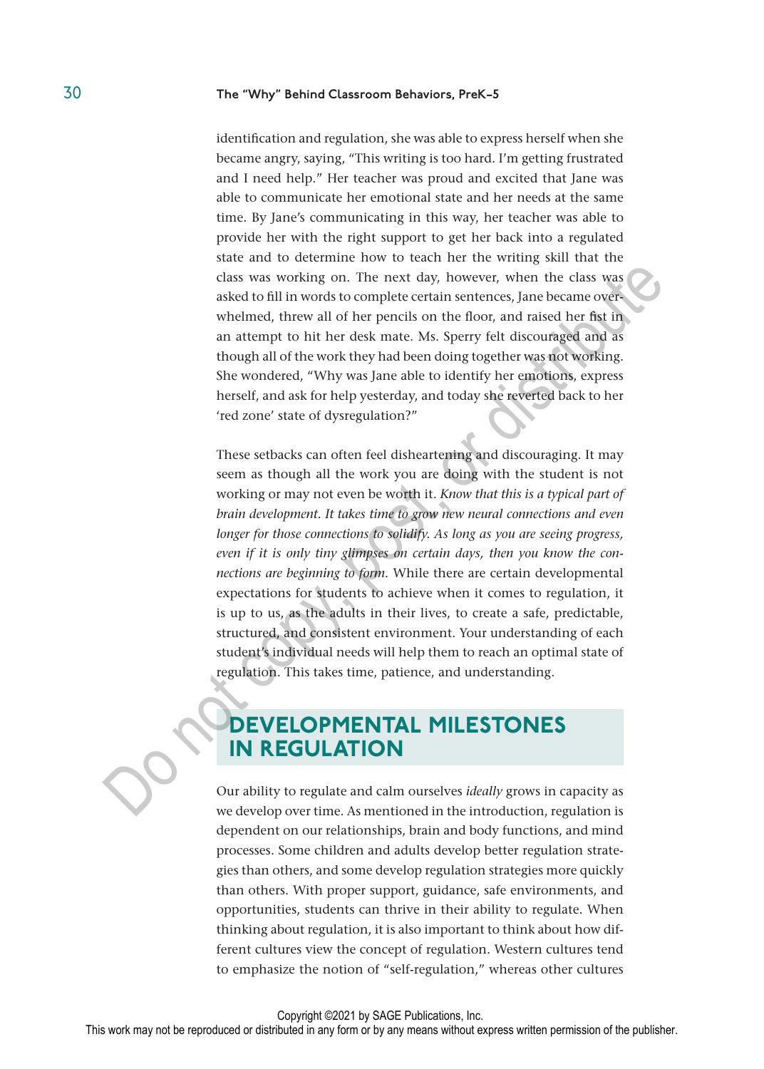identification and regulation, she was able to express herself when she became angry, saying, "This writing is too hard. I'm getting frustrated and I need help." Her teacher was proud and excited that Jane was able to communicate her emotional state and her needs at the same time. By Jane's communicating in this way, her teacher was able to provide her with the right support to get her back into a regulated state and to determine how to teach her the writing skill that the class was working on. The next day, however, when the class was asked to fill in words to complete certain sentences, Jane became overwhelmed, threw all of her pencils on the floor, and raised her fist in an attempt to hit her desk mate. Ms. Sperry felt discouraged and as though all of the work they had been doing together was not working. She wondered, "Why was Jane able to identify her emotions, express herself, and ask for help yesterday, and today she reverted back to her 'red zone' state of dysregulation?"

These setbacks can often feel disheartening and discouraging. It may seem as though all the work you are doing with the student is not working or may not even be worth it. *Know that this is a typical part of brain development. It takes time to grow new neural connections and even longer for those connections to solidify. As long as you are seeing progress, even if it is only tiny glimpses on certain days, then you know the connections are beginning to form.* While there are certain developmental expectations for students to achieve when it comes to regulation, it is up to us, as the adults in their lives, to create a safe, predictable, structured, and consistent environment. Your understanding of each student's individual needs will help them to reach an optimal state of regulation. This takes time, patience, and understanding.

## DEVELOPMENTAL MILESTONES IN REGULATION

Our ability to regulate and calm ourselves *ideally* grows in capacity as we develop over time. As mentioned in the introduction, regulation is dependent on our relationships, brain and body functions, and mind processes. Some children and adults develop better regulation strategies than others, and some develop regulation strategies more quickly than others. With proper support, guidance, safe environments, and opportunities, students can thrive in their ability to regulate. When thinking about regulation, it is also important to think about how different cultures view the concept of regulation. Western cultures tend to emphasize the notion of "self-regulation," whereas other cultures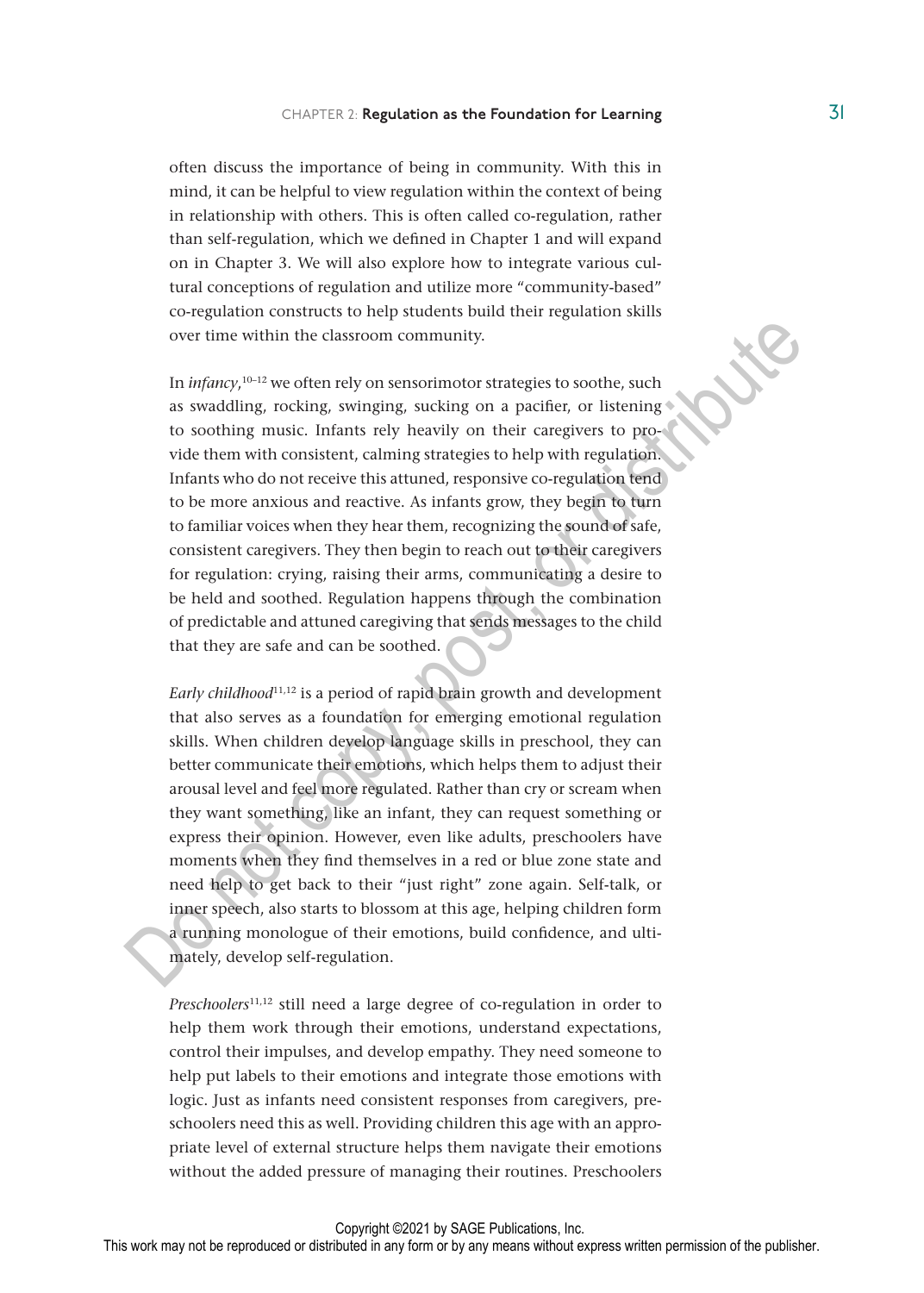often discuss the importance of being in community. With this in mind, it can be helpful to view regulation within the context of being in relationship with others. This is often called co-regulation, rather than self-regulation, which we defined in Chapter 1 and will expand on in Chapter 3. We will also explore how to integrate various cultural conceptions of regulation and utilize more "community-based" co-regulation constructs to help students build their regulation skills over time within the classroom community.

In *infancy*,[10–12] we often rely on sensorimotor strategies to soothe, such as swaddling, rocking, swinging, sucking on a pacifier, or listening to soothing music. Infants rely heavily on their caregivers to provide them with consistent, calming strategies to help with regulation. Infants who do not receive this attuned, responsive co-regulation tend to be more anxious and reactive. As infants grow, they begin to turn to familiar voices when they hear them, recognizing the sound of safe, consistent caregivers. They then begin to reach out to their caregivers for regulation: crying, raising their arms, communicating a desire to be held and soothed. Regulation happens through the combination of predictable and attuned caregiving that sends messages to the child that they are safe and can be soothed.

*Early childhood*[11,12] is a period of rapid brain growth and development that also serves as a foundation for emerging emotional regulation skills. When children develop language skills in preschool, they can better communicate their emotions, which helps them to adjust their arousal level and feel more regulated. Rather than cry or scream when they want something, like an infant, they can request something or express their opinion. However, even like adults, preschoolers have moments when they find themselves in a red or blue zone state and need help to get back to their "just right" zone again. Self-talk, or inner speech, also starts to blossom at this age, helping children form a running monologue of their emotions, build confidence, and ultimately, develop self-regulation.

*Preschoolers*[11,12] still need a large degree of co-regulation in order to help them work through their emotions, understand expectations, control their impulses, and develop empathy. They need someone to help put labels to their emotions and integrate those emotions with logic. Just as infants need consistent responses from caregivers, preschoolers need this as well. Providing children this age with an appropriate level of external structure helps them navigate their emotions without the added pressure of managing their routines. Preschoolers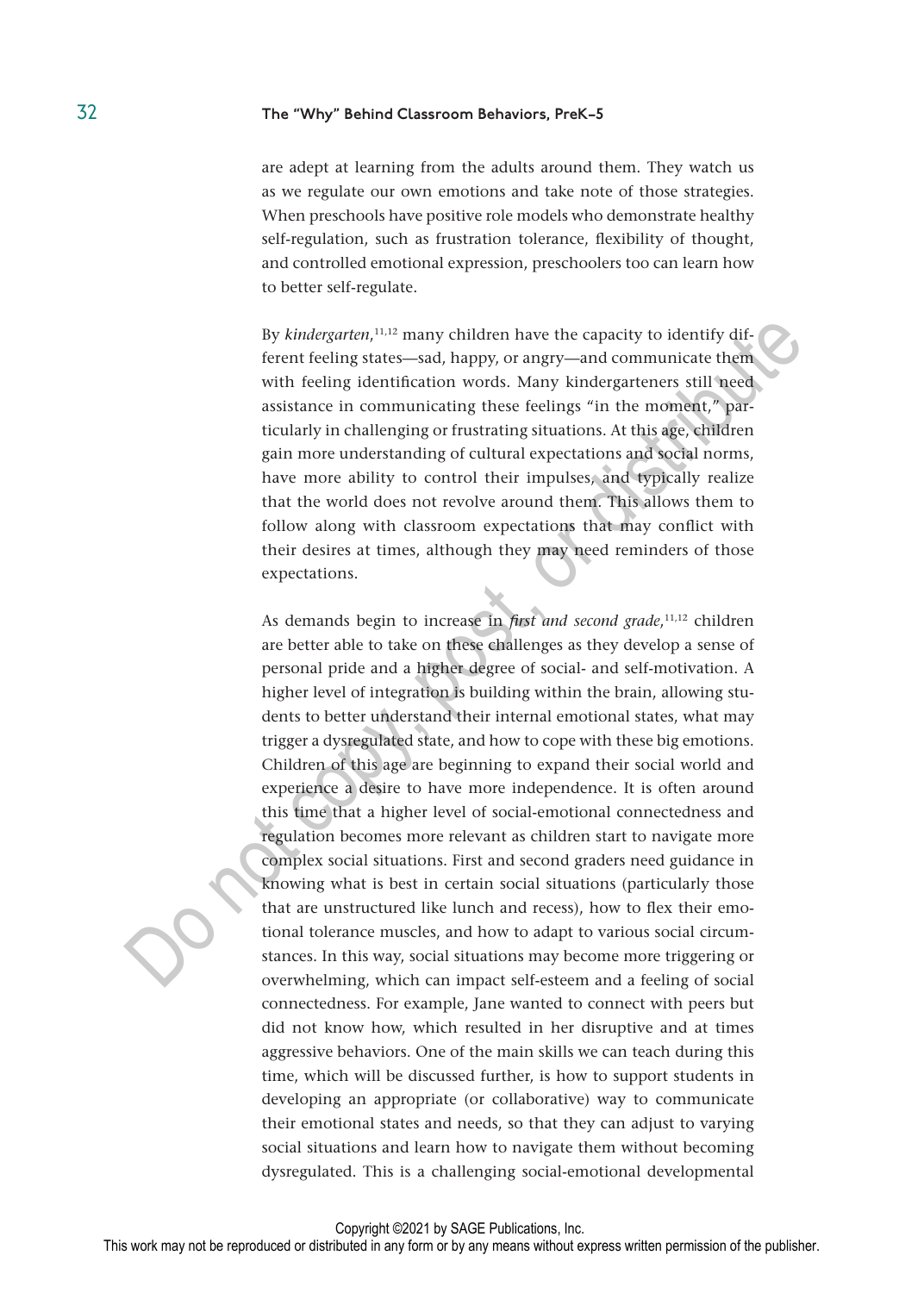are adept at learning from the adults around them. They watch us as we regulate our own emotions and take note of those strategies. When preschools have positive role models who demonstrate healthy self-regulation, such as frustration tolerance, flexibility of thought, and controlled emotional expression, preschoolers too can learn how to better self-regulate.

By *kindergarten*,[11,12] many children have the capacity to identify different feeling states—sad, happy, or angry—and communicate them with feeling identification words. Many kindergarteners still need assistance in communicating these feelings "in the moment," particularly in challenging or frustrating situations. At this age, children gain more understanding of cultural expectations and social norms, have more ability to control their impulses, and typically realize that the world does not revolve around them. This allows them to follow along with classroom expectations that may conflict with their desires at times, although they may need reminders of those expectations.

As demands begin to increase in *first and second grade*,[11,12] children are better able to take on these challenges as they develop a sense of personal pride and a higher degree of social- and self-motivation. A higher level of integration is building within the brain, allowing students to better understand their internal emotional states, what may trigger a dysregulated state, and how to cope with these big emotions. Children of this age are beginning to expand their social world and experience a desire to have more independence. It is often around this time that a higher level of social-emotional connectedness and regulation becomes more relevant as children start to navigate more complex social situations. First and second graders need guidance in knowing what is best in certain social situations (particularly those that are unstructured like lunch and recess), how to flex their emotional tolerance muscles, and how to adapt to various social circumstances. In this way, social situations may become more triggering or overwhelming, which can impact self-esteem and a feeling of social connectedness. For example, Jane wanted to connect with peers but did not know how, which resulted in her disruptive and at times aggressive behaviors. One of the main skills we can teach during this time, which will be discussed further, is how to support students in developing an appropriate (or collaborative) way to communicate their emotional states and needs, so that they can adjust to varying social situations and learn how to navigate them without becoming dysregulated. This is a challenging social-emotional developmental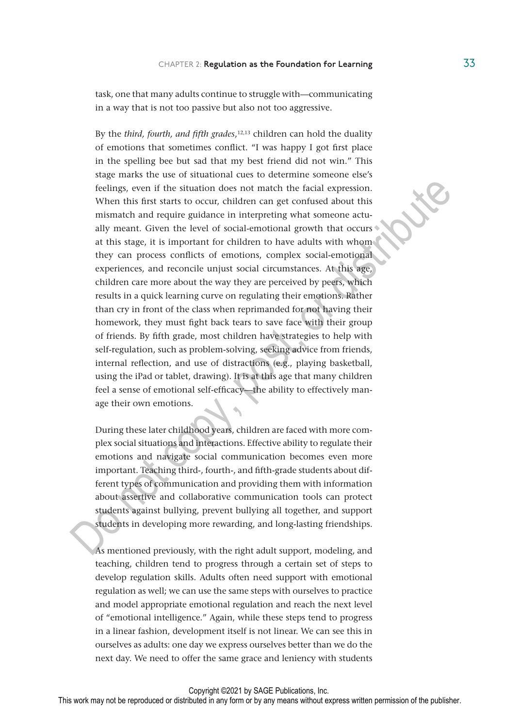task, one that many adults continue to struggle with—communicating in a way that is not too passive but also not too aggressive.

By the *third, fourth, and fifth grades*,[12,13] children can hold the duality of emotions that sometimes conflict. "I was happy I got first place in the spelling bee but sad that my best friend did not win." This stage marks the use of situational cues to determine someone else's feelings, even if the situation does not match the facial expression. When this first starts to occur, children can get confused about this mismatch and require guidance in interpreting what someone actually meant. Given the level of social-emotional growth that occurs at this stage, it is important for children to have adults with whom they can process conflicts of emotions, complex social-emotional experiences, and reconcile unjust social circumstances. At this age, children care more about the way they are perceived by peers, which results in a quick learning curve on regulating their emotions. Rather than cry in front of the class when reprimanded for not having their homework, they must fight back tears to save face with their group of friends. By fifth grade, most children have strategies to help with self-regulation, such as problem-solving, seeking advice from friends, internal reflection, and use of distractions (e.g., playing basketball, using the iPad or tablet, drawing). It is at this age that many children feel a sense of emotional self-efficacy—the ability to effectively manage their own emotions.

During these later childhood years, children are faced with more complex social situations and interactions. Effective ability to regulate their emotions and navigate social communication becomes even more important. Teaching third-, fourth-, and fifth-grade students about different types of communication and providing them with information about assertive and collaborative communication tools can protect students against bullying, prevent bullying all together, and support students in developing more rewarding, and long-lasting friendships.

As mentioned previously, with the right adult support, modeling, and teaching, children tend to progress through a certain set of steps to develop regulation skills. Adults often need support with emotional regulation as well; we can use the same steps with ourselves to practice and model appropriate emotional regulation and reach the next level of "emotional intelligence." Again, while these steps tend to progress in a linear fashion, development itself is not linear. We can see this in ourselves as adults: one day we express ourselves better than we do the next day. We need to offer the same grace and leniency with students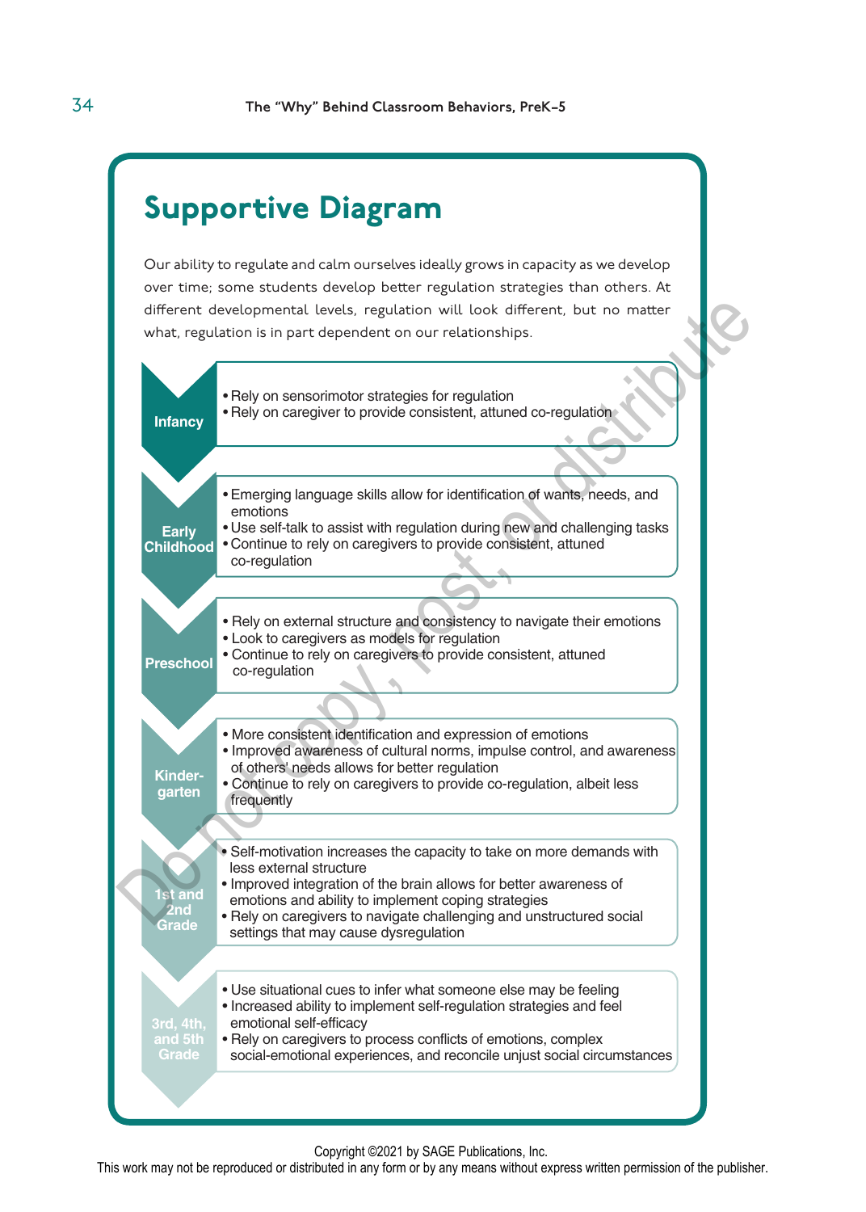## Supportive Diagram

Our ability to regulate and calm ourselves ideally grows in capacity as we develop over time; some students develop better regulation strategies than others. At different developmental levels, regulation will look different, but no matter what, regulation is in part dependent on our relationships.

**Infancy**

- Rely on sensorimotor strategies for regulation
- Rely on caregiver to provide consistent, attuned co-regulation

**Early Childhood**

- Emerging language skills allow for identification of wants, needs, and emotions
- Use self-talk to assist with regulation during new and challenging tasks
- Continue to rely on caregivers to provide consistent, attuned co-regulation

**Preschool**

- Rely on external structure and consistency to navigate their emotions
- Look to caregivers as models for regulation
- Continue to rely on caregivers to provide consistent, attuned co-regulation

**Kindergarten**

- More consistent identification and expression of emotions
- Improved awareness of cultural norms, impulse control, and awareness of others' needs allows for better regulation
- Continue to rely on caregivers to provide co-regulation, albeit less frequently

**1st and 2nd Grade**

- Self-motivation increases the capacity to take on more demands with less external structure
- Improved integration of the brain allows for better awareness of emotions and ability to implement coping strategies
- Rely on caregivers to navigate challenging and unstructured social settings that may cause dysregulation

**3rd, 4th, and 5th Grade**

- Use situational cues to infer what someone else may be feeling
- Increased ability to implement self-regulation strategies and feel emotional self-efficacy
- Rely on caregivers to process conflicts of emotions, complex social-emotional experiences, and reconcile unjust social circumstances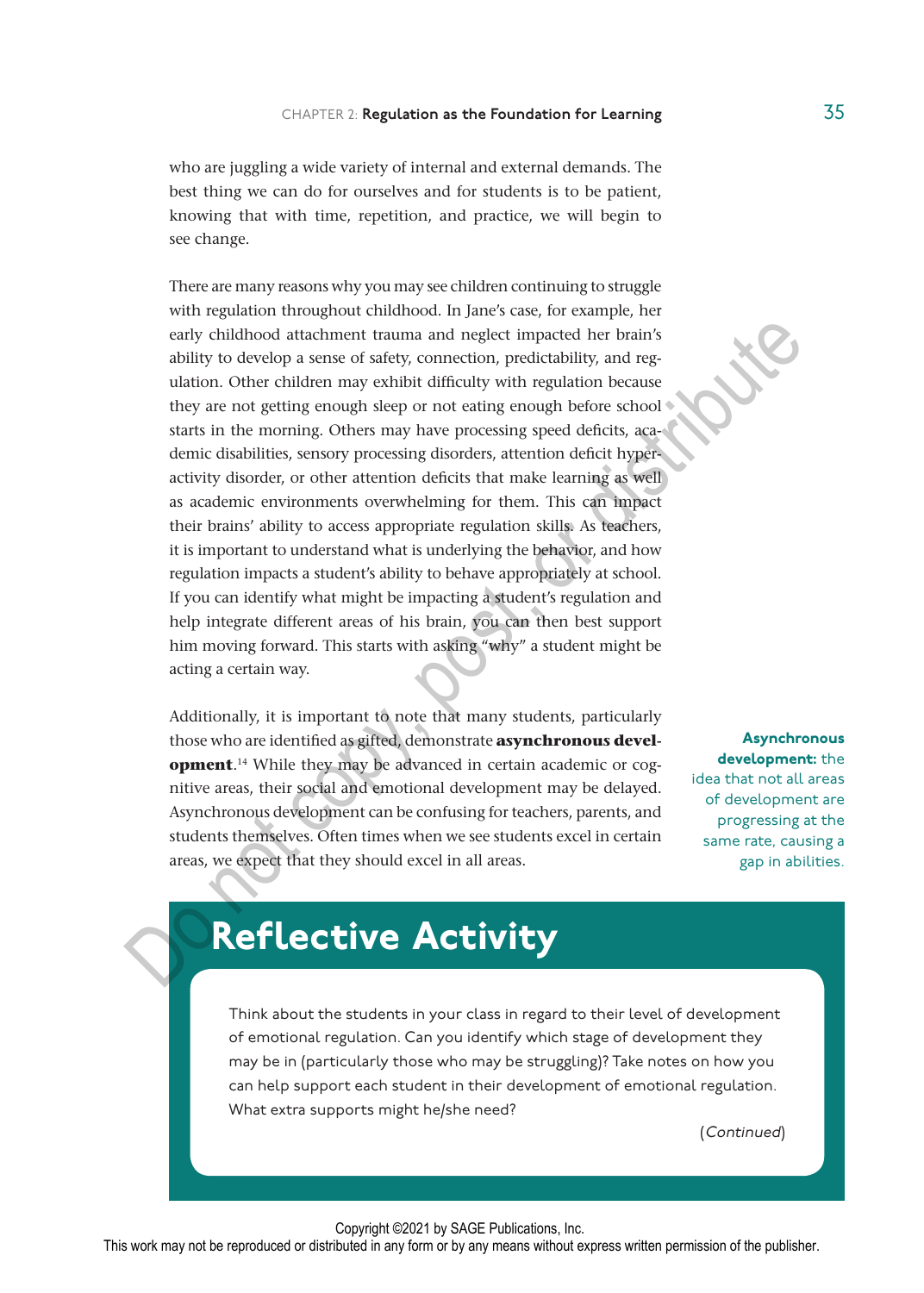who are juggling a wide variety of internal and external demands. The best thing we can do for ourselves and for students is to be patient, knowing that with time, repetition, and practice, we will begin to see change.

There are many reasons why you may see children continuing to struggle with regulation throughout childhood. In Jane's case, for example, her early childhood attachment trauma and neglect impacted her brain's ability to develop a sense of safety, connection, predictability, and regulation. Other children may exhibit difficulty with regulation because they are not getting enough sleep or not eating enough before school starts in the morning. Others may have processing speed deficits, academic disabilities, sensory processing disorders, attention deficit hyperactivity disorder, or other attention deficits that make learning as well as academic environments overwhelming for them. This can impact their brains' ability to access appropriate regulation skills. As teachers, it is important to understand what is underlying the behavior, and how regulation impacts a student's ability to behave appropriately at school. If you can identify what might be impacting a student's regulation and help integrate different areas of his brain, you can then best support him moving forward. This starts with asking "why" a student might be acting a certain way.

Additionally, it is important to note that many students, particularly those who are identified as gifted, demonstrate **asynchronous development**.[14] While they may be advanced in certain academic or cognitive areas, their social and emotional development may be delayed. Asynchronous development can be confusing for teachers, parents, and students themselves. Often times when we see students excel in certain areas, we expect that they should excel in all areas.

**Asynchronous development:** the idea that not all areas of development are progressing at the same rate, causing a gap in abilities.

## Reflective Activity

Think about the students in your class in regard to their level of development of emotional regulation. Can you identify which stage of development they may be in (particularly those who may be struggling)? Take notes on how you can help support each student in their development of emotional regulation. What extra supports might he/she need?

(*Continued*)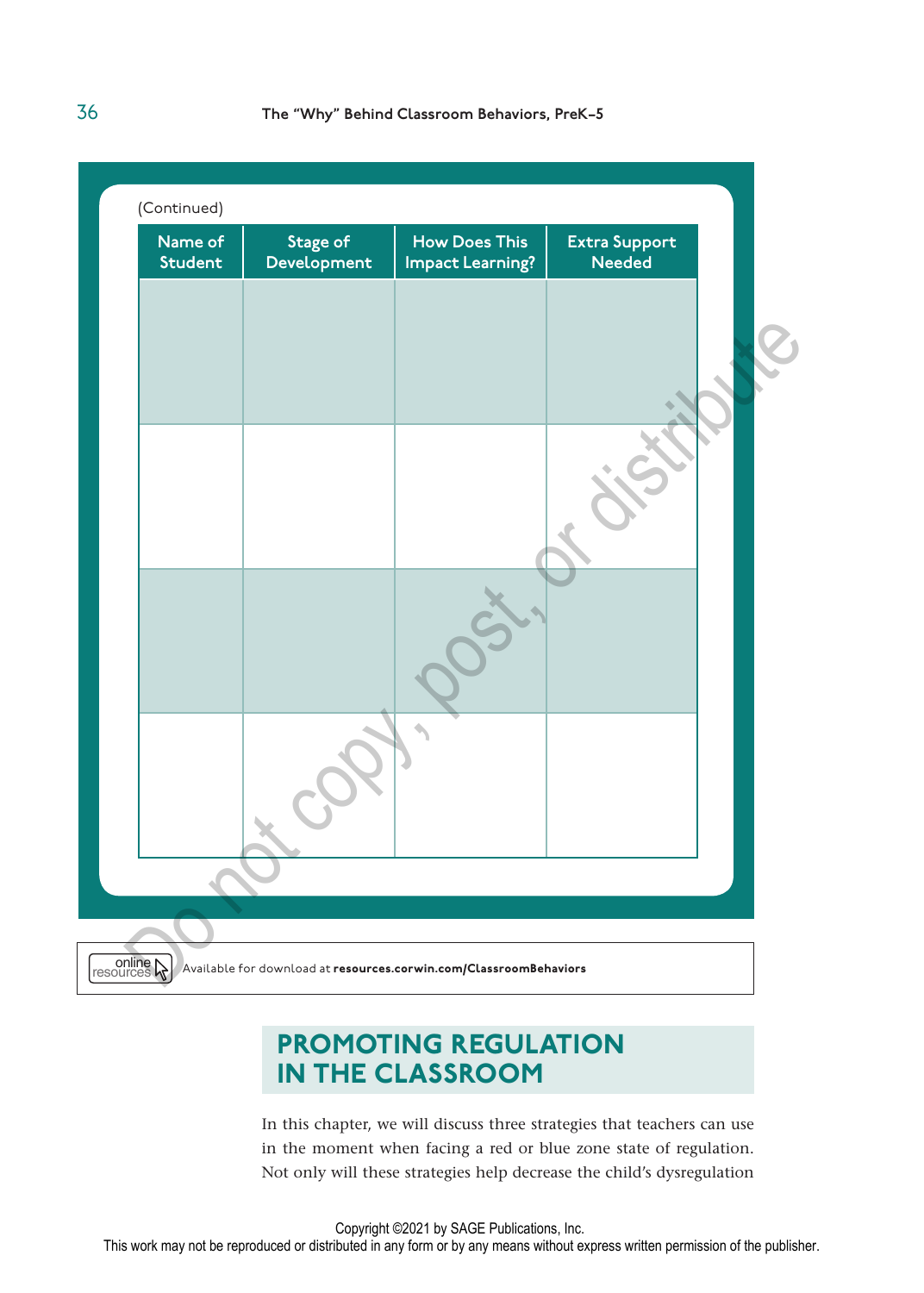(Continued)

| Name of Student | Stage of Development | How Does This Impact Learning? | Extra Support Needed |
|---|---|---|---|
| | | | |
| | | | |
| | | | |
| | | | |

online resources Available for download at **resources.corwin.com/ClassroomBehaviors**

## PROMOTING REGULATION IN THE CLASSROOM

In this chapter, we will discuss three strategies that teachers can use in the moment when facing a red or blue zone state of regulation. Not only will these strategies help decrease the child's dysregulation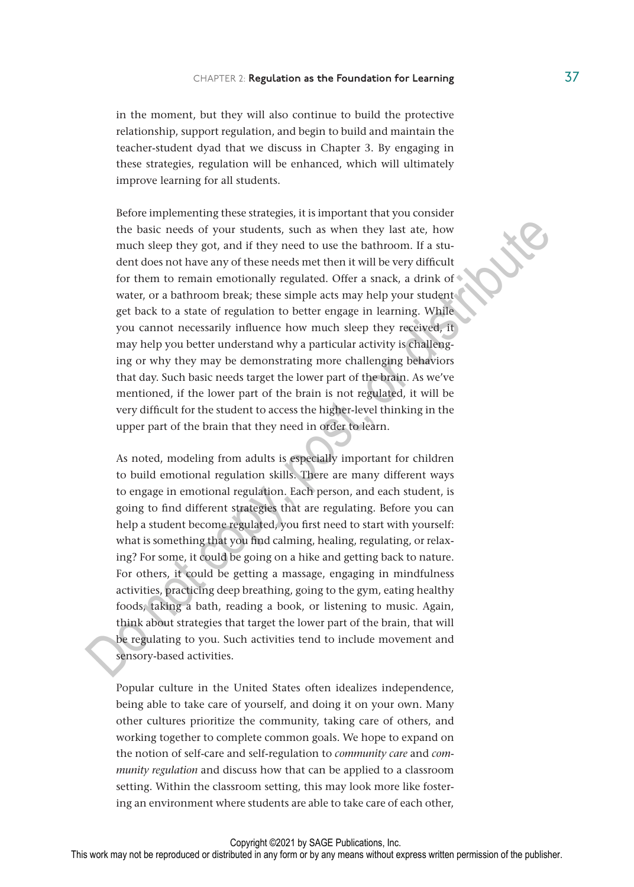in the moment, but they will also continue to build the protective relationship, support regulation, and begin to build and maintain the teacher-student dyad that we discuss in Chapter 3. By engaging in these strategies, regulation will be enhanced, which will ultimately improve learning for all students.

Before implementing these strategies, it is important that you consider the basic needs of your students, such as when they last ate, how much sleep they got, and if they need to use the bathroom. If a student does not have any of these needs met then it will be very difficult for them to remain emotionally regulated. Offer a snack, a drink of water, or a bathroom break; these simple acts may help your student get back to a state of regulation to better engage in learning. While you cannot necessarily influence how much sleep they received, it may help you better understand why a particular activity is challenging or why they may be demonstrating more challenging behaviors that day. Such basic needs target the lower part of the brain. As we've mentioned, if the lower part of the brain is not regulated, it will be very difficult for the student to access the higher-level thinking in the upper part of the brain that they need in order to learn.

As noted, modeling from adults is especially important for children to build emotional regulation skills. There are many different ways to engage in emotional regulation. Each person, and each student, is going to find different strategies that are regulating. Before you can help a student become regulated, you first need to start with yourself: what is something that you find calming, healing, regulating, or relaxing? For some, it could be going on a hike and getting back to nature. For others, it could be getting a massage, engaging in mindfulness activities, practicing deep breathing, going to the gym, eating healthy foods, taking a bath, reading a book, or listening to music. Again, think about strategies that target the lower part of the brain, that will be regulating to you. Such activities tend to include movement and sensory-based activities.

Popular culture in the United States often idealizes independence, being able to take care of yourself, and doing it on your own. Many other cultures prioritize the community, taking care of others, and working together to complete common goals. We hope to expand on the notion of self-care and self-regulation to *community care* and *community regulation* and discuss how that can be applied to a classroom setting. Within the classroom setting, this may look more like fostering an environment where students are able to take care of each other,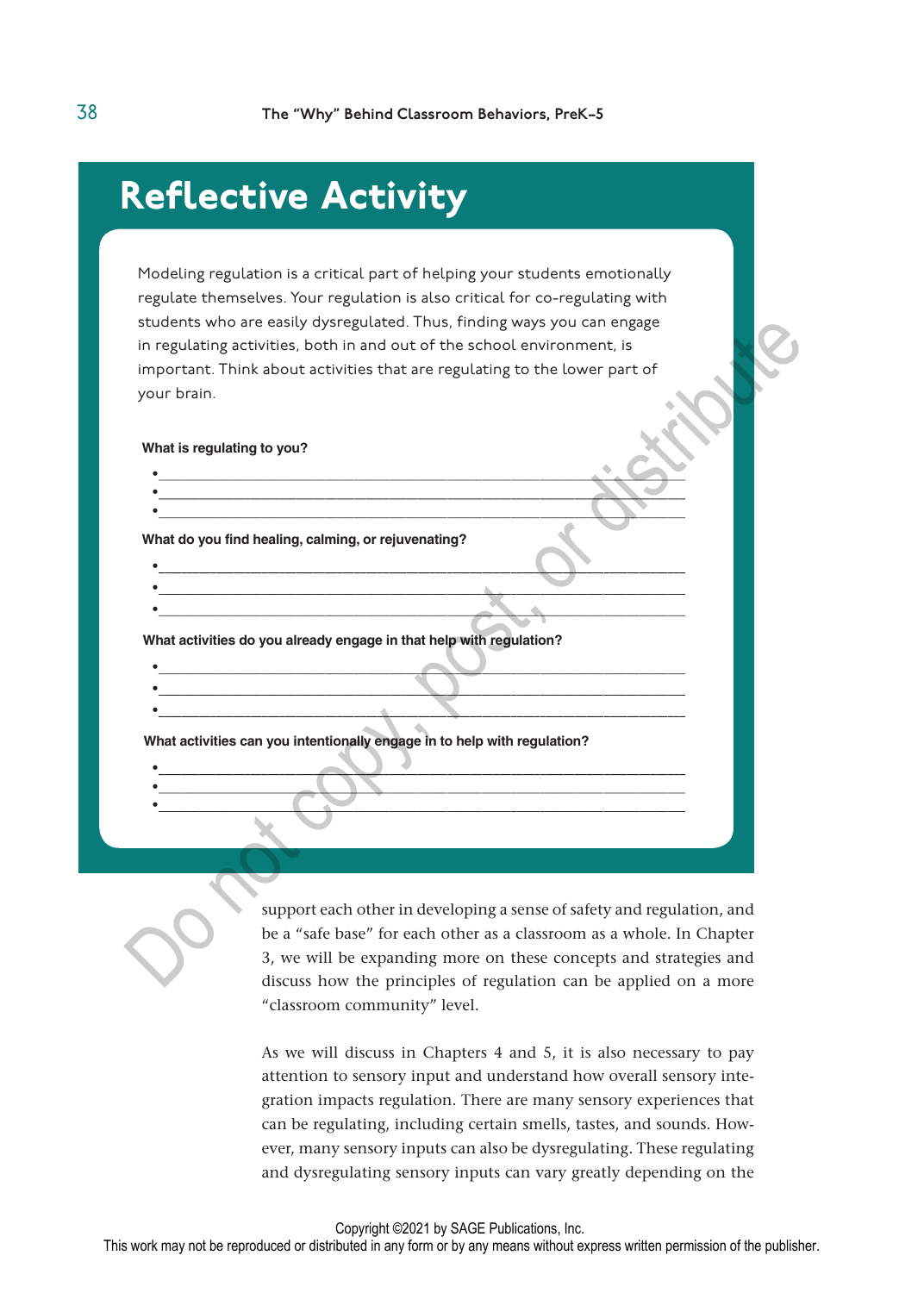## Reflective Activity

Modeling regulation is a critical part of helping your students emotionally regulate themselves. Your regulation is also critical for co-regulating with students who are easily dysregulated. Thus, finding ways you can engage in regulating activities, both in and out of the school environment, is important. Think about activities that are regulating to the lower part of your brain.

**What is regulating to you?**

- ______________________________
- ______________________________
- ______________________________

**What do you find healing, calming, or rejuvenating?**

- ______________________________
- ______________________________
- ______________________________

**What activities do you already engage in that help with regulation?**

- ______________________________
- ______________________________
- ______________________________

**What activities can you intentionally engage in to help with regulation?**

- ______________________________
- ______________________________
- ______________________________

support each other in developing a sense of safety and regulation, and be a "safe base" for each other as a classroom as a whole. In Chapter 3, we will be expanding more on these concepts and strategies and discuss how the principles of regulation can be applied on a more "classroom community" level.

As we will discuss in Chapters 4 and 5, it is also necessary to pay attention to sensory input and understand how overall sensory integration impacts regulation. There are many sensory experiences that can be regulating, including certain smells, tastes, and sounds. However, many sensory inputs can also be dysregulating. These regulating and dysregulating sensory inputs can vary greatly depending on the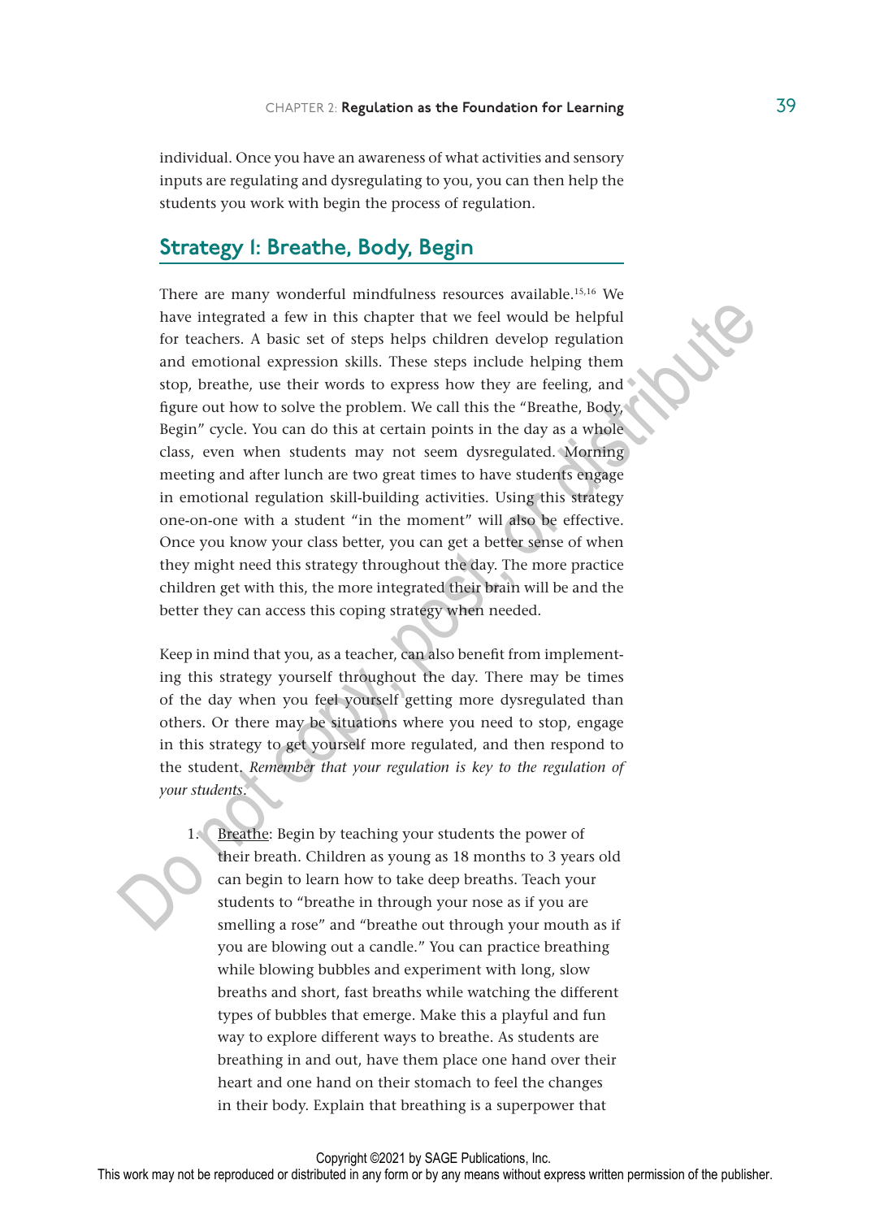individual. Once you have an awareness of what activities and sensory inputs are regulating and dysregulating to you, you can then help the students you work with begin the process of regulation.

## Strategy 1: Breathe, Body, Begin

There are many wonderful mindfulness resources available.[15,16] We have integrated a few in this chapter that we feel would be helpful for teachers. A basic set of steps helps children develop regulation and emotional expression skills. These steps include helping them stop, breathe, use their words to express how they are feeling, and figure out how to solve the problem. We call this the "Breathe, Body, Begin" cycle. You can do this at certain points in the day as a whole class, even when students may not seem dysregulated. Morning meeting and after lunch are two great times to have students engage in emotional regulation skill-building activities. Using this strategy one-on-one with a student "in the moment" will also be effective. Once you know your class better, you can get a better sense of when they might need this strategy throughout the day. The more practice children get with this, the more integrated their brain will be and the better they can access this coping strategy when needed.

Keep in mind that you, as a teacher, can also benefit from implementing this strategy yourself throughout the day. There may be times of the day when you feel yourself getting more dysregulated than others. Or there may be situations where you need to stop, engage in this strategy to get yourself more regulated, and then respond to the student. *Remember that your regulation is key to the regulation of your students.*

1. <u>Breathe</u>: Begin by teaching your students the power of their breath. Children as young as 18 months to 3 years old can begin to learn how to take deep breaths. Teach your students to "breathe in through your nose as if you are smelling a rose" and "breathe out through your mouth as if you are blowing out a candle." You can practice breathing while blowing bubbles and experiment with long, slow breaths and short, fast breaths while watching the different types of bubbles that emerge. Make this a playful and fun way to explore different ways to breathe. As students are breathing in and out, have them place one hand over their heart and one hand on their stomach to feel the changes in their body. Explain that breathing is a superpower that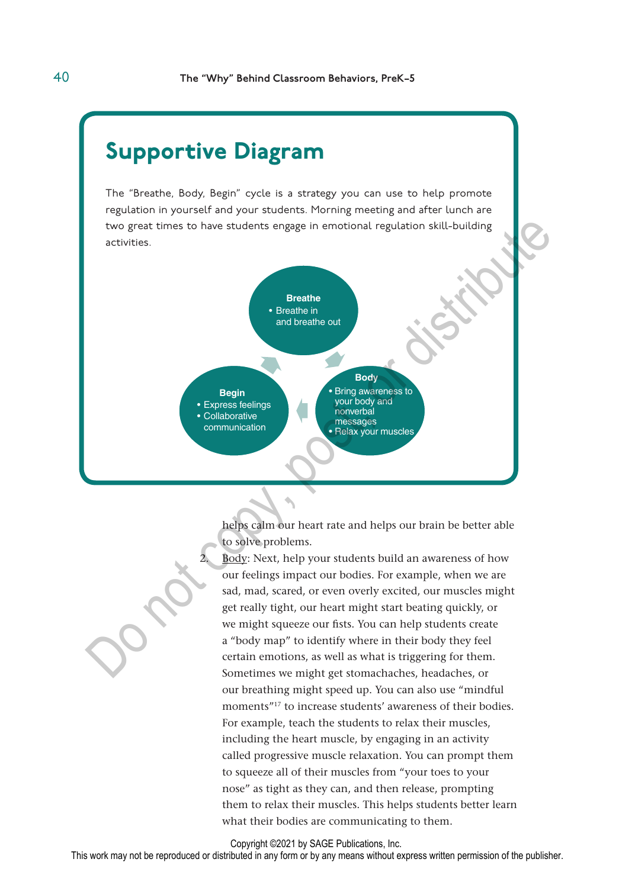## Supportive Diagram

The "Breathe, Body, Begin" cycle is a strategy you can use to help promote regulation in yourself and your students. Morning meeting and after lunch are two great times to have students engage in emotional regulation skill-building activities.

**Breathe**
- Breathe in and breathe out

**Body**
- Bring awareness to your body and nonverbal messages
- Relax your muscles

**Begin**
- Express feelings
- Collaborative communication

helps calm our heart rate and helps our brain be better able to solve problems.

2. Body: Next, help your students build an awareness of how our feelings impact our bodies. For example, when we are sad, mad, scared, or even overly excited, our muscles might get really tight, our heart might start beating quickly, or we might squeeze our fists. You can help students create a "body map" to identify where in their body they feel certain emotions, as well as what is triggering for them. Sometimes we might get stomachaches, headaches, or our breathing might speed up. You can also use "mindful moments"[17] to increase students' awareness of their bodies. For example, teach the students to relax their muscles, including the heart muscle, by engaging in an activity called progressive muscle relaxation. You can prompt them to squeeze all of their muscles from "your toes to your nose" as tight as they can, and then release, prompting them to relax their muscles. This helps students better learn what their bodies are communicating to them.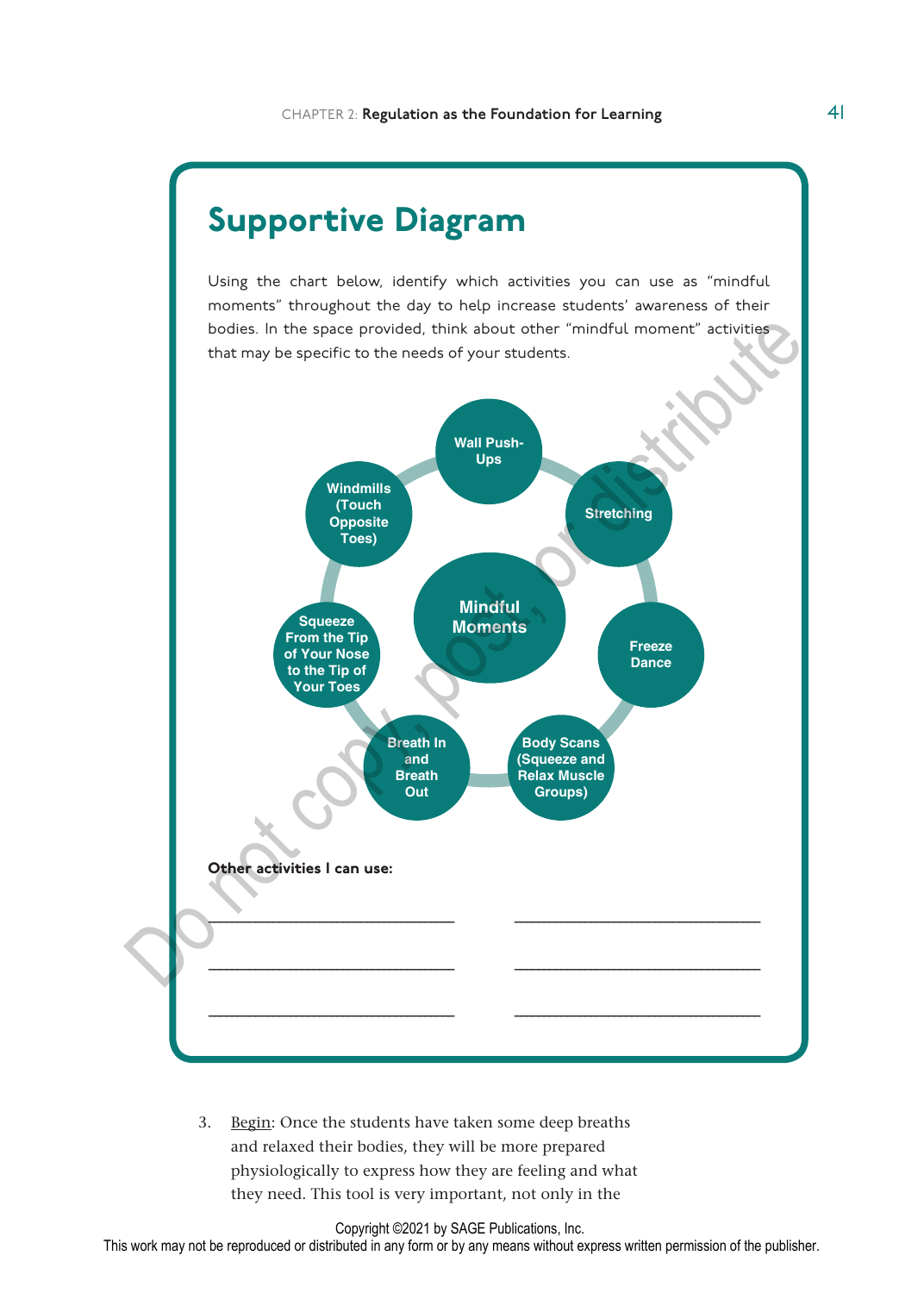## Supportive Diagram

Using the chart below, identify which activities you can use as "mindful moments" throughout the day to help increase students' awareness of their bodies. In the space provided, think about other "mindful moment" activities that may be specific to the needs of your students.

**Mindful Moments**

- Wall Push-Ups
- Stretching
- Freeze Dance
- Body Scans (Squeeze and Relax Muscle Groups)
- Breath In and Breath Out
- Squeeze From the Tip of Your Nose to the Tip of Your Toes
- Windmills (Touch Opposite Toes)

**Other activities I can use:**

\_\_\_\_\_\_\_\_\_\_\_\_\_\_\_\_\_\_\_\_\_\_\_\_\_\_\_\_ \_\_\_\_\_\_\_\_\_\_\_\_\_\_\_\_\_\_\_\_\_\_\_\_\_\_\_\_

\_\_\_\_\_\_\_\_\_\_\_\_\_\_\_\_\_\_\_\_\_\_\_\_\_\_\_\_ \_\_\_\_\_\_\_\_\_\_\_\_\_\_\_\_\_\_\_\_\_\_\_\_\_\_\_\_

\_\_\_\_\_\_\_\_\_\_\_\_\_\_\_\_\_\_\_\_\_\_\_\_\_\_\_\_ \_\_\_\_\_\_\_\_\_\_\_\_\_\_\_\_\_\_\_\_\_\_\_\_\_\_\_\_

3. Begin: Once the students have taken some deep breaths and relaxed their bodies, they will be more prepared physiologically to express how they are feeling and what they need. This tool is very important, not only in the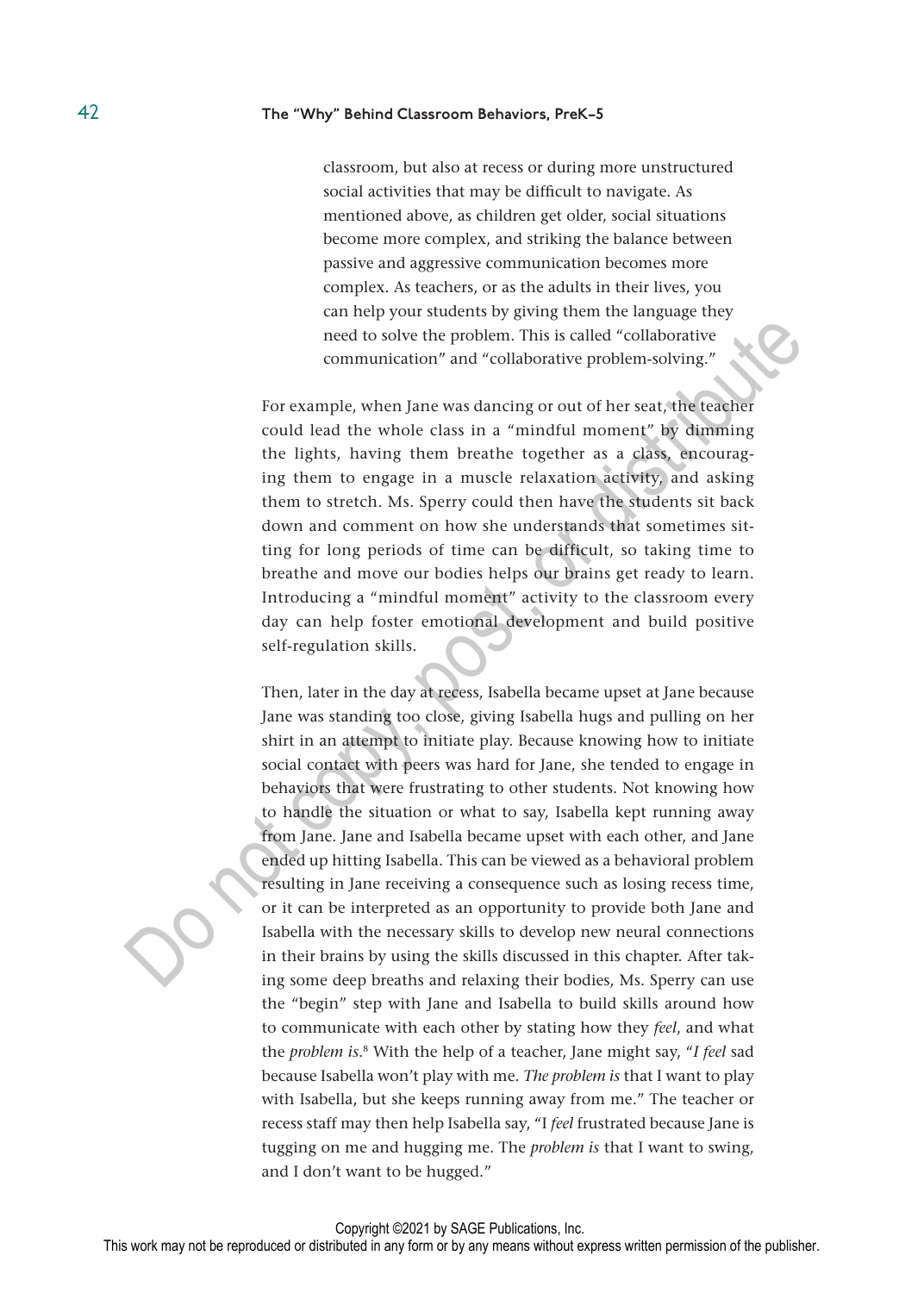classroom, but also at recess or during more unstructured social activities that may be difficult to navigate. As mentioned above, as children get older, social situations become more complex, and striking the balance between passive and aggressive communication becomes more complex. As teachers, or as the adults in their lives, you can help your students by giving them the language they need to solve the problem. This is called "collaborative communication" and "collaborative problem-solving."

For example, when Jane was dancing or out of her seat, the teacher could lead the whole class in a "mindful moment" by dimming the lights, having them breathe together as a class, encouraging them to engage in a muscle relaxation activity, and asking them to stretch. Ms. Sperry could then have the students sit back down and comment on how she understands that sometimes sitting for long periods of time can be difficult, so taking time to breathe and move our bodies helps our brains get ready to learn. Introducing a "mindful moment" activity to the classroom every day can help foster emotional development and build positive self-regulation skills.

Then, later in the day at recess, Isabella became upset at Jane because Jane was standing too close, giving Isabella hugs and pulling on her shirt in an attempt to initiate play. Because knowing how to initiate social contact with peers was hard for Jane, she tended to engage in behaviors that were frustrating to other students. Not knowing how to handle the situation or what to say, Isabella kept running away from Jane. Jane and Isabella became upset with each other, and Jane ended up hitting Isabella. This can be viewed as a behavioral problem resulting in Jane receiving a consequence such as losing recess time, or it can be interpreted as an opportunity to provide both Jane and Isabella with the necessary skills to develop new neural connections in their brains by using the skills discussed in this chapter. After taking some deep breaths and relaxing their bodies, Ms. Sperry can use the "begin" step with Jane and Isabella to build skills around how to communicate with each other by stating how they *feel*, and what the *problem is*.[8] With the help of a teacher, Jane might say, "*I feel* sad because Isabella won't play with me. *The problem is* that I want to play with Isabella, but she keeps running away from me." The teacher or recess staff may then help Isabella say, "I *feel* frustrated because Jane is tugging on me and hugging me. The *problem is* that I want to swing, and I don't want to be hugged."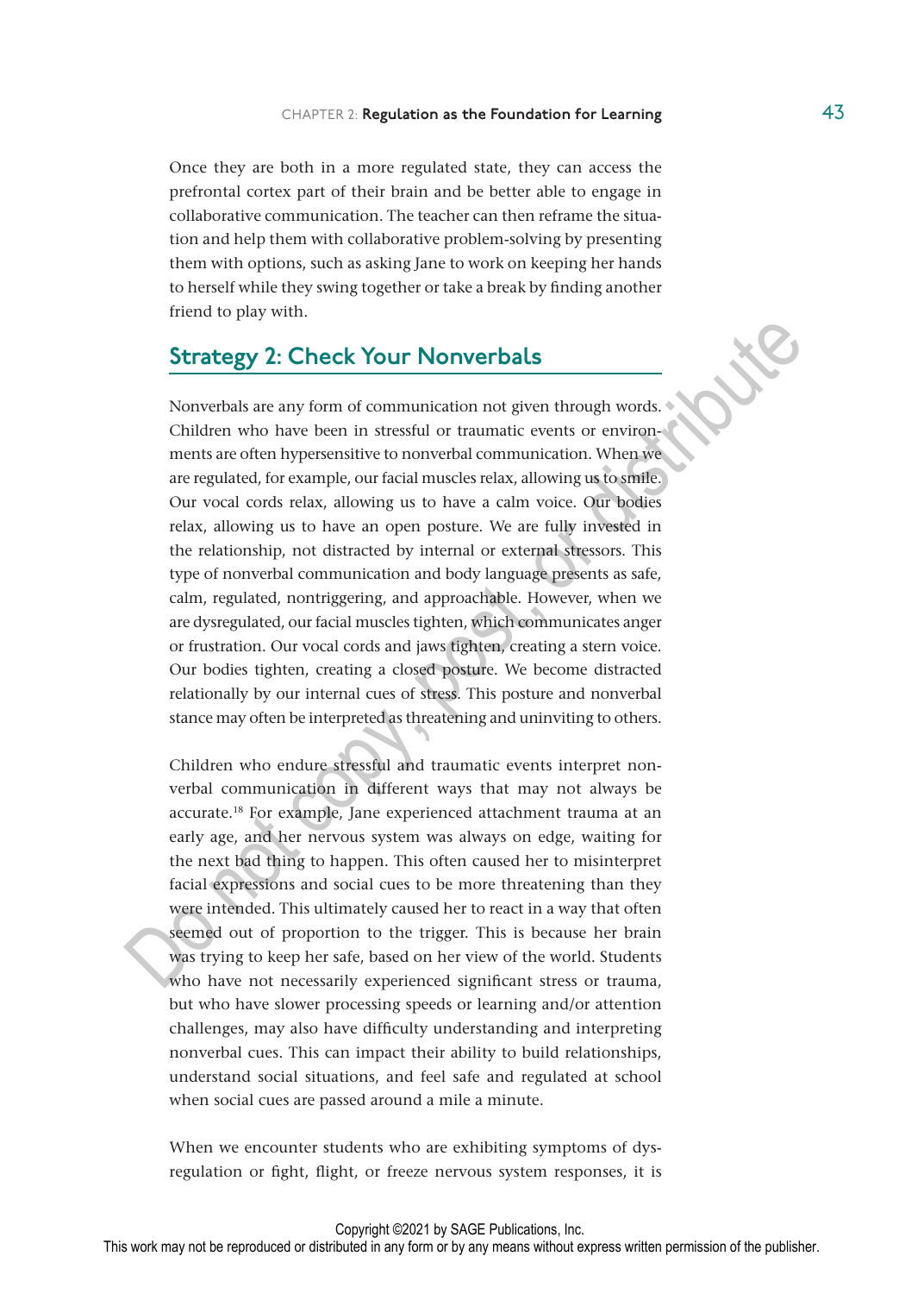Once they are both in a more regulated state, they can access the prefrontal cortex part of their brain and be better able to engage in collaborative communication. The teacher can then reframe the situation and help them with collaborative problem-solving by presenting them with options, such as asking Jane to work on keeping her hands to herself while they swing together or take a break by finding another friend to play with.

## Strategy 2: Check Your Nonverbals

Nonverbals are any form of communication not given through words. Children who have been in stressful or traumatic events or environments are often hypersensitive to nonverbal communication. When we are regulated, for example, our facial muscles relax, allowing us to smile. Our vocal cords relax, allowing us to have a calm voice. Our bodies relax, allowing us to have an open posture. We are fully invested in the relationship, not distracted by internal or external stressors. This type of nonverbal communication and body language presents as safe, calm, regulated, nontriggering, and approachable. However, when we are dysregulated, our facial muscles tighten, which communicates anger or frustration. Our vocal cords and jaws tighten, creating a stern voice. Our bodies tighten, creating a closed posture. We become distracted relationally by our internal cues of stress. This posture and nonverbal stance may often be interpreted as threatening and uninviting to others.

Children who endure stressful and traumatic events interpret nonverbal communication in different ways that may not always be accurate.[18] For example, Jane experienced attachment trauma at an early age, and her nervous system was always on edge, waiting for the next bad thing to happen. This often caused her to misinterpret facial expressions and social cues to be more threatening than they were intended. This ultimately caused her to react in a way that often seemed out of proportion to the trigger. This is because her brain was trying to keep her safe, based on her view of the world. Students who have not necessarily experienced significant stress or trauma, but who have slower processing speeds or learning and/or attention challenges, may also have difficulty understanding and interpreting nonverbal cues. This can impact their ability to build relationships, understand social situations, and feel safe and regulated at school when social cues are passed around a mile a minute.

When we encounter students who are exhibiting symptoms of dysregulation or fight, flight, or freeze nervous system responses, it is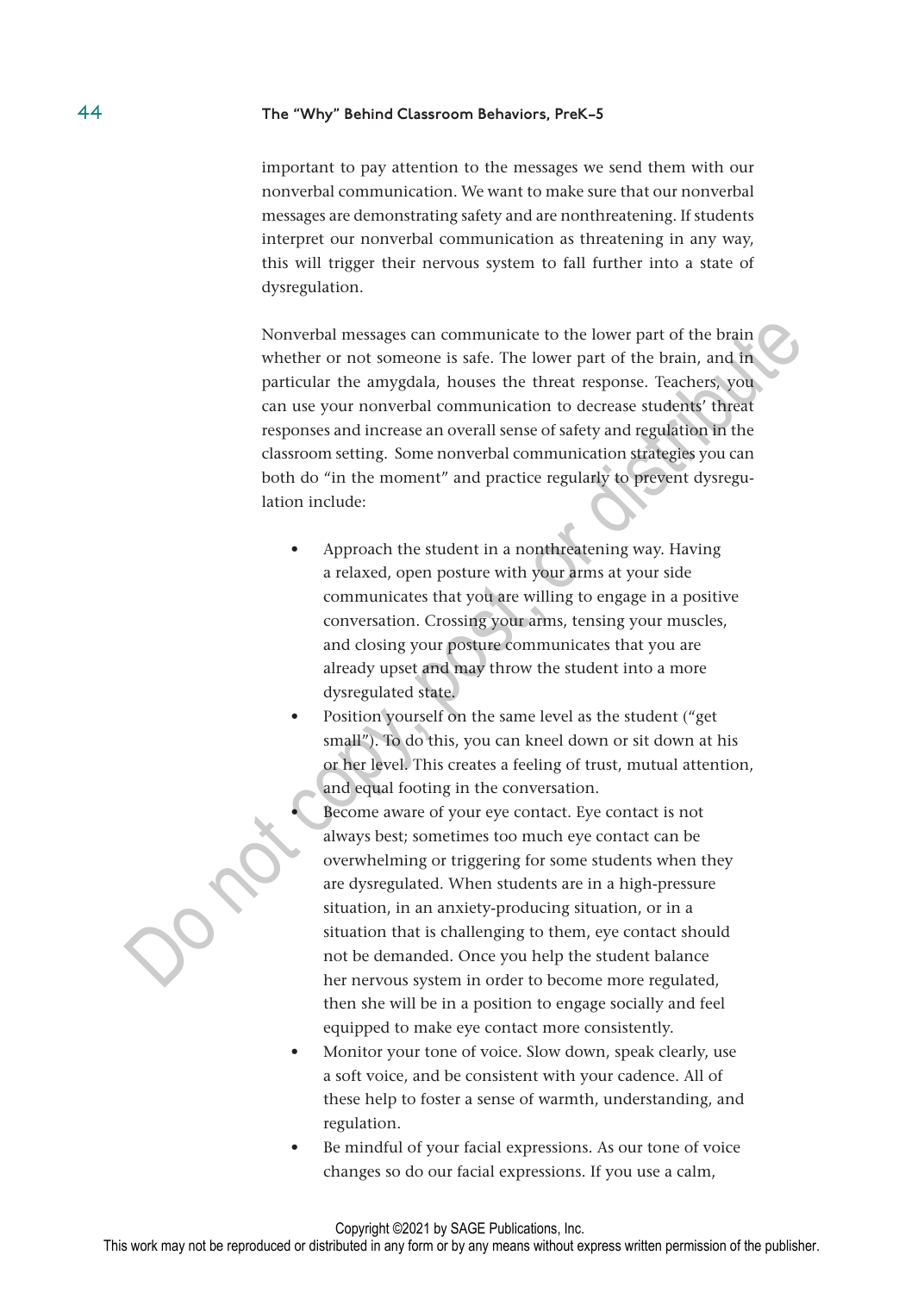important to pay attention to the messages we send them with our nonverbal communication. We want to make sure that our nonverbal messages are demonstrating safety and are nonthreatening. If students interpret our nonverbal communication as threatening in any way, this will trigger their nervous system to fall further into a state of dysregulation.

Nonverbal messages can communicate to the lower part of the brain whether or not someone is safe. The lower part of the brain, and in particular the amygdala, houses the threat response. Teachers, you can use your nonverbal communication to decrease students' threat responses and increase an overall sense of safety and regulation in the classroom setting. Some nonverbal communication strategies you can both do "in the moment" and practice regularly to prevent dysregulation include:

- Approach the student in a nonthreatening way. Having a relaxed, open posture with your arms at your side communicates that you are willing to engage in a positive conversation. Crossing your arms, tensing your muscles, and closing your posture communicates that you are already upset and may throw the student into a more dysregulated state.
- Position yourself on the same level as the student ("get small"). To do this, you can kneel down or sit down at his or her level. This creates a feeling of trust, mutual attention, and equal footing in the conversation.
- Become aware of your eye contact. Eye contact is not always best; sometimes too much eye contact can be overwhelming or triggering for some students when they are dysregulated. When students are in a high-pressure situation, in an anxiety-producing situation, or in a situation that is challenging to them, eye contact should not be demanded. Once you help the student balance her nervous system in order to become more regulated, then she will be in a position to engage socially and feel equipped to make eye contact more consistently.
- Monitor your tone of voice. Slow down, speak clearly, use a soft voice, and be consistent with your cadence. All of these help to foster a sense of warmth, understanding, and regulation.
- Be mindful of your facial expressions. As our tone of voice changes so do our facial expressions. If you use a calm,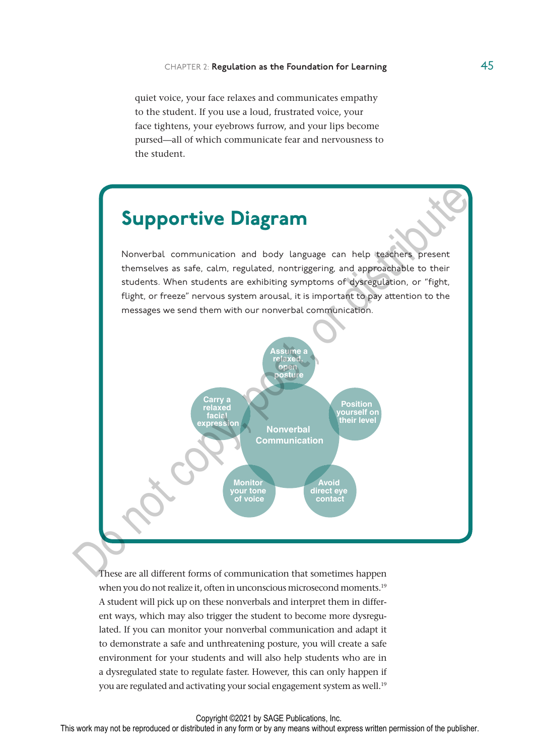quiet voice, your face relaxes and communicates empathy to the student. If you use a loud, frustrated voice, your face tightens, your eyebrows furrow, and your lips become pursed—all of which communicate fear and nervousness to the student.

## Supportive Diagram

Nonverbal communication and body language can help teachers present themselves as safe, calm, regulated, nontriggering, and approachable to their students. When students are exhibiting symptoms of dysregulation, or "fight, flight, or freeze" nervous system arousal, it is important to pay attention to the messages we send them with our nonverbal communication.

Nonverbal Communication

- Assume a relaxed, open posture
- Position yourself on their level
- Avoid direct eye contact
- Monitor your tone of voice
- Carry a relaxed facial expression

These are all different forms of communication that sometimes happen when you do not realize it, often in unconscious microsecond moments.[19] A student will pick up on these nonverbals and interpret them in different ways, which may also trigger the student to become more dysregulated. If you can monitor your nonverbal communication and adapt it to demonstrate a safe and unthreatening posture, you will create a safe environment for your students and will also help students who are in a dysregulated state to regulate faster. However, this can only happen if you are regulated and activating your social engagement system as well.[19]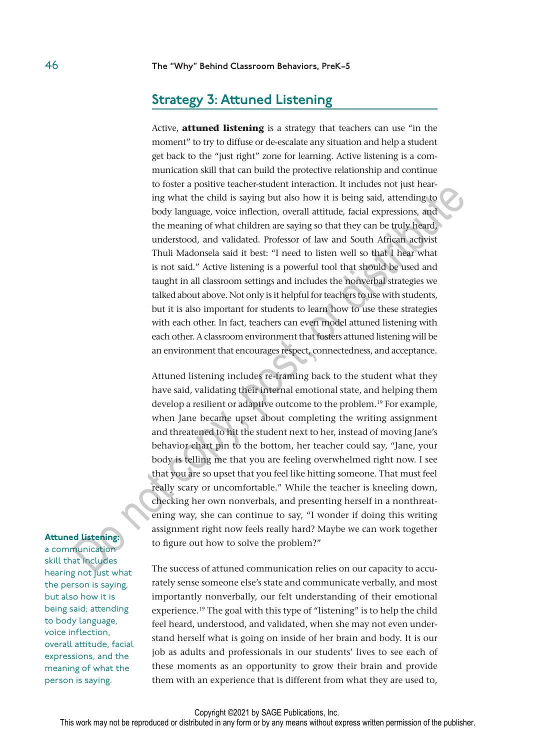## Strategy 3: Attuned Listening

Active, **attuned listening** is a strategy that teachers can use "in the moment" to try to diffuse or de-escalate any situation and help a student get back to the "just right" zone for learning. Active listening is a communication skill that can build the protective relationship and continue to foster a positive teacher-student interaction. It includes not just hearing what the child is saying but also how it is being said, attending to body language, voice inflection, overall attitude, facial expressions, and the meaning of what children are saying so that they can be truly heard, understood, and validated. Professor of law and South African activist Thuli Madonsela said it best: "I need to listen well so that I hear what is not said." Active listening is a powerful tool that should be used and taught in all classroom settings and includes the nonverbal strategies we talked about above. Not only is it helpful for teachers to use with students, but it is also important for students to learn how to use these strategies with each other. In fact, teachers can even model attuned listening with each other. A classroom environment that fosters attuned listening will be an environment that encourages respect, connectedness, and acceptance.

Attuned listening includes re-framing back to the student what they have said, validating their internal emotional state, and helping them develop a resilient or adaptive outcome to the problem.[19] For example, when Jane became upset about completing the writing assignment and threatened to hit the student next to her, instead of moving Jane's behavior chart pin to the bottom, her teacher could say, "Jane, your body is telling me that you are feeling overwhelmed right now. I see that you are so upset that you feel like hitting someone. That must feel really scary or uncomfortable." While the teacher is kneeling down, checking her own nonverbals, and presenting herself in a nonthreatening way, she can continue to say, "I wonder if doing this writing assignment right now feels really hard? Maybe we can work together to figure out how to solve the problem?"

**Attuned listening:** a communication skill that includes hearing not just what the person is saying, but also how it is being said; attending to body language, voice inflection, overall attitude, facial expressions, and the meaning of what the person is saying.

The success of attuned communication relies on our capacity to accurately sense someone else's state and communicate verbally, and most importantly nonverbally, our felt understanding of their emotional experience.[19] The goal with this type of "listening" is to help the child feel heard, understood, and validated, when she may not even understand herself what is going on inside of her brain and body. It is our job as adults and professionals in our students' lives to see each of these moments as an opportunity to grow their brain and provide them with an experience that is different from what they are used to,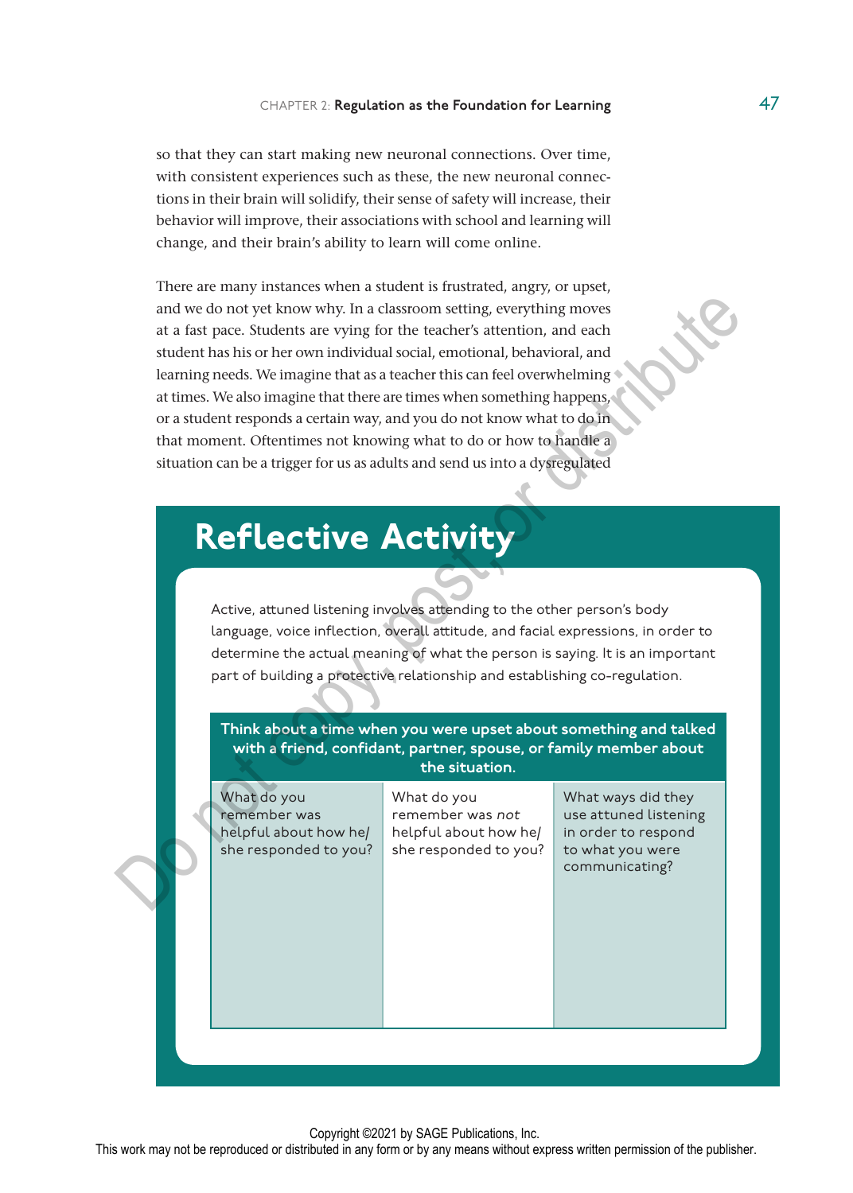so that they can start making new neuronal connections. Over time, with consistent experiences such as these, the new neuronal connections in their brain will solidify, their sense of safety will increase, their behavior will improve, their associations with school and learning will change, and their brain's ability to learn will come online.

There are many instances when a student is frustrated, angry, or upset, and we do not yet know why. In a classroom setting, everything moves at a fast pace. Students are vying for the teacher's attention, and each student has his or her own individual social, emotional, behavioral, and learning needs. We imagine that as a teacher this can feel overwhelming at times. We also imagine that there are times when something happens, or a student responds a certain way, and you do not know what to do in that moment. Oftentimes not knowing what to do or how to handle a situation can be a trigger for us as adults and send us into a dysregulated

## Reflective Activity

Active, attuned listening involves attending to the other person's body language, voice inflection, overall attitude, and facial expressions, in order to determine the actual meaning of what the person is saying. It is an important part of building a protective relationship and establishing co-regulation.

| **Think about a time when you were upset about something and talked with a friend, confidant, partner, spouse, or family member about the situation.** | | |
|---|---|---|
| What do you remember was helpful about how he/she responded to you? | What do you remember was *not* helpful about how he/she responded to you? | What ways did they use attuned listening in order to respond to what you were communicating? |
| | | |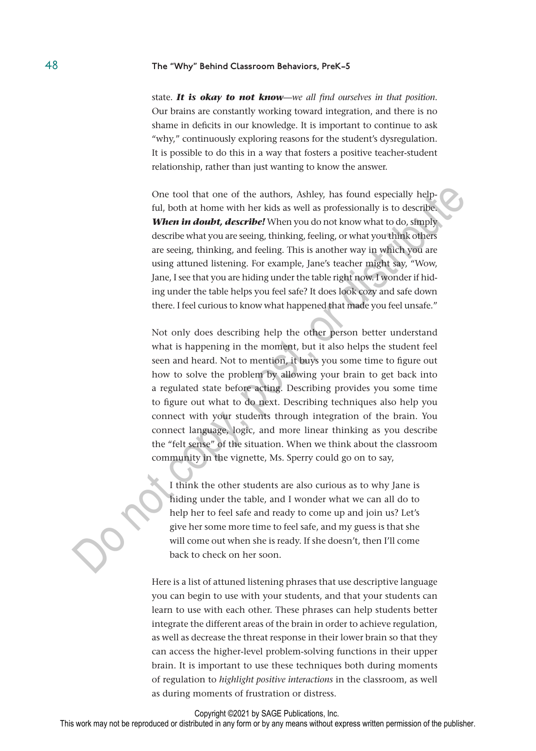state. ***It is okay to not know****—we all find ourselves in that position.* Our brains are constantly working toward integration, and there is no shame in deficits in our knowledge. It is important to continue to ask "why," continuously exploring reasons for the student's dysregulation. It is possible to do this in a way that fosters a positive teacher-student relationship, rather than just wanting to know the answer.

One tool that one of the authors, Ashley, has found especially helpful, both at home with her kids as well as professionally is to describe. ***When in doubt, describe!*** When you do not know what to do, simply describe what you are seeing, thinking, feeling, or what you think others are seeing, thinking, and feeling. This is another way in which you are using attuned listening. For example, Jane's teacher might say, "Wow, Jane, I see that you are hiding under the table right now. I wonder if hiding under the table helps you feel safe? It does look cozy and safe down there. I feel curious to know what happened that made you feel unsafe."

Not only does describing help the other person better understand what is happening in the moment, but it also helps the student feel seen and heard. Not to mention, it buys you some time to figure out how to solve the problem by allowing your brain to get back into a regulated state before acting. Describing provides you some time to figure out what to do next. Describing techniques also help you connect with your students through integration of the brain. You connect language, logic, and more linear thinking as you describe the "felt sense" of the situation. When we think about the classroom community in the vignette, Ms. Sperry could go on to say,

> I think the other students are also curious as to why Jane is hiding under the table, and I wonder what we can all do to help her to feel safe and ready to come up and join us? Let's give her some more time to feel safe, and my guess is that she will come out when she is ready. If she doesn't, then I'll come back to check on her soon.

Here is a list of attuned listening phrases that use descriptive language you can begin to use with your students, and that your students can learn to use with each other. These phrases can help students better integrate the different areas of the brain in order to achieve regulation, as well as decrease the threat response in their lower brain so that they can access the higher-level problem-solving functions in their upper brain. It is important to use these techniques both during moments of regulation to *highlight positive interactions* in the classroom, as well as during moments of frustration or distress.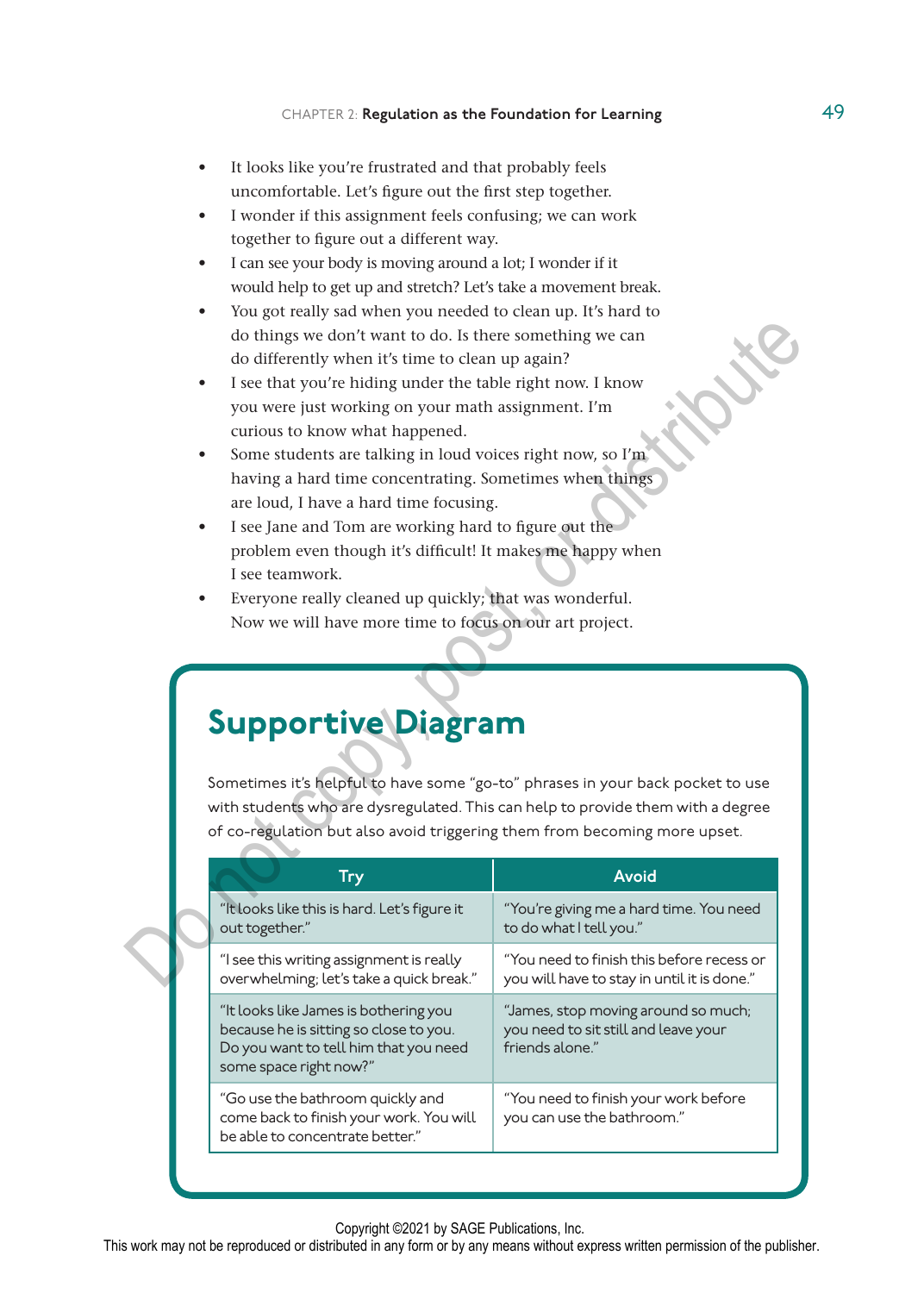- It looks like you're frustrated and that probably feels uncomfortable. Let's figure out the first step together.
- I wonder if this assignment feels confusing; we can work together to figure out a different way.
- I can see your body is moving around a lot; I wonder if it would help to get up and stretch? Let's take a movement break.
- You got really sad when you needed to clean up. It's hard to do things we don't want to do. Is there something we can do differently when it's time to clean up again?
- I see that you're hiding under the table right now. I know you were just working on your math assignment. I'm curious to know what happened.
- Some students are talking in loud voices right now, so I'm having a hard time concentrating. Sometimes when things are loud, I have a hard time focusing.
- I see Jane and Tom are working hard to figure out the problem even though it's difficult! It makes me happy when I see teamwork.
- Everyone really cleaned up quickly; that was wonderful. Now we will have more time to focus on our art project.

## Supportive Diagram

Sometimes it's helpful to have some "go-to" phrases in your back pocket to use with students who are dysregulated. This can help to provide them with a degree of co-regulation but also avoid triggering them from becoming more upset.

| Try | Avoid |
|---|---|
| "It looks like this is hard. Let's figure it out together." | "You're giving me a hard time. You need to do what I tell you." |
| "I see this writing assignment is really overwhelming; let's take a quick break." | "You need to finish this before recess or you will have to stay in until it is done." |
| "It looks like James is bothering you because he is sitting so close to you. Do you want to tell him that you need some space right now?" | "James, stop moving around so much; you need to sit still and leave your friends alone." |
| "Go use the bathroom quickly and come back to finish your work. You will be able to concentrate better." | "You need to finish your work before you can use the bathroom." |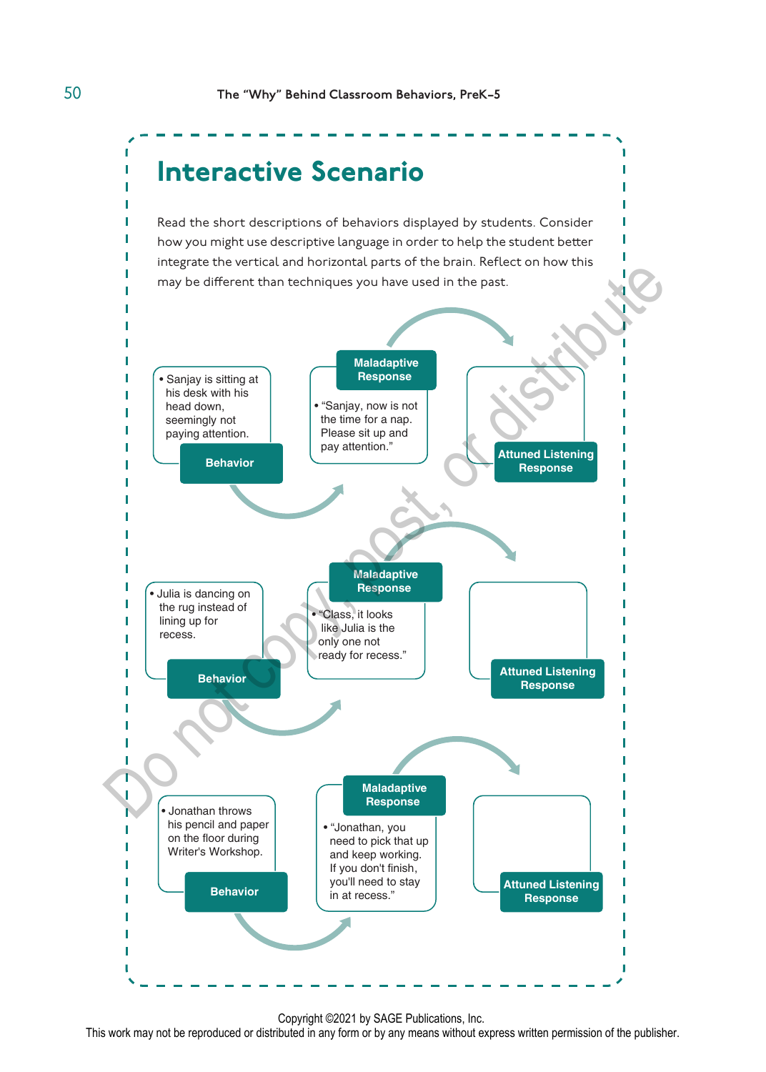## Interactive Scenario

Read the short descriptions of behaviors displayed by students. Consider how you might use descriptive language in order to help the student better integrate the vertical and horizontal parts of the brain. Reflect on how this may be different than techniques you have used in the past.

| Behavior | Maladaptive Response | Attuned Listening Response |
|---|---|---|
| • Sanjay is sitting at his desk with his head down, seemingly not paying attention. | • "Sanjay, now is not the time for a nap. Please sit up and pay attention." | |
| • Julia is dancing on the rug instead of lining up for recess. | • "Class, it looks like Julia is the only one not ready for recess." | |
| • Jonathan throws his pencil and paper on the floor during Writer's Workshop. | • "Jonathan, you need to pick that up and keep working. If you don't finish, you'll need to stay in at recess." | |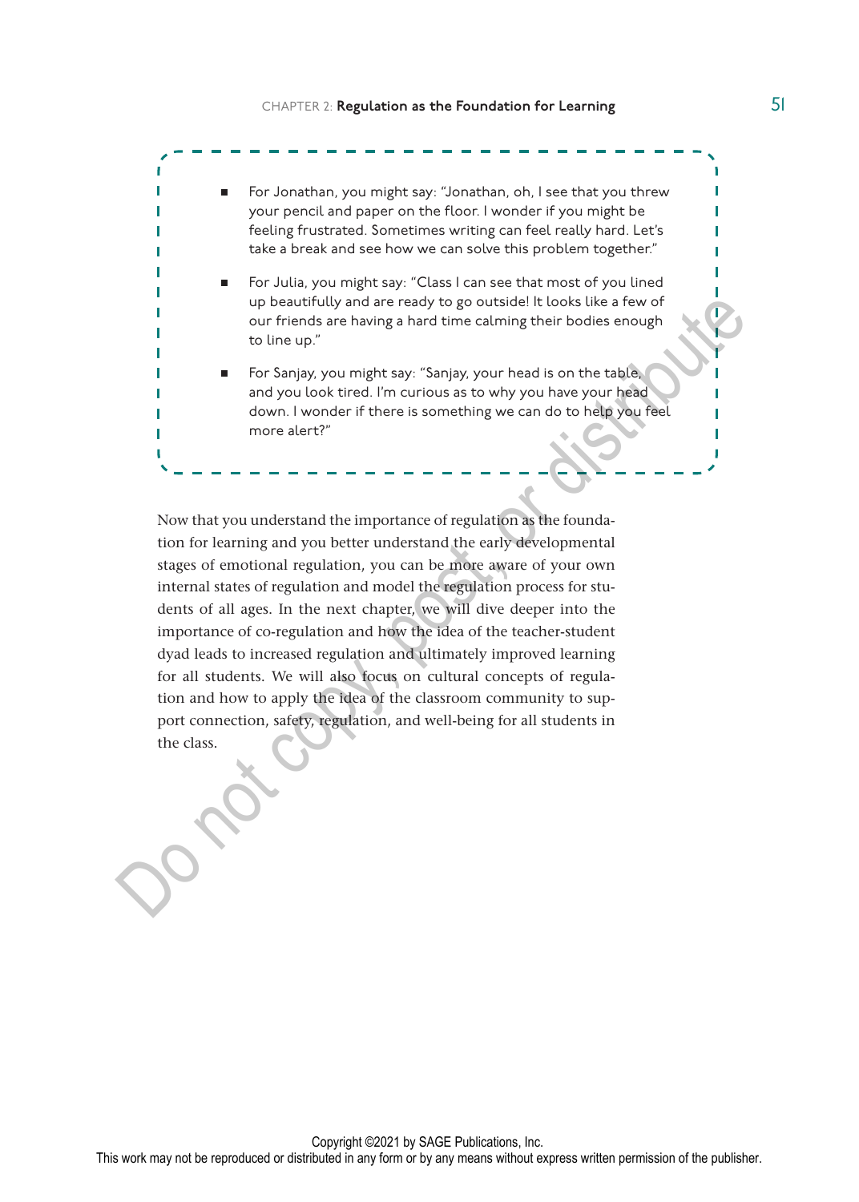- For Jonathan, you might say: "Jonathan, oh, I see that you threw your pencil and paper on the floor. I wonder if you might be feeling frustrated. Sometimes writing can feel really hard. Let's take a break and see how we can solve this problem together."
- For Julia, you might say: "Class I can see that most of you lined up beautifully and are ready to go outside! It looks like a few of our friends are having a hard time calming their bodies enough to line up."
- For Sanjay, you might say: "Sanjay, your head is on the table, and you look tired. I'm curious as to why you have your head down. I wonder if there is something we can do to help you feel more alert?"

Now that you understand the importance of regulation as the foundation for learning and you better understand the early developmental stages of emotional regulation, you can be more aware of your own internal states of regulation and model the regulation process for students of all ages. In the next chapter, we will dive deeper into the importance of co-regulation and how the idea of the teacher-student dyad leads to increased regulation and ultimately improved learning for all students. We will also focus on cultural concepts of regulation and how to apply the idea of the classroom community to support connection, safety, regulation, and well-being for all students in the class.